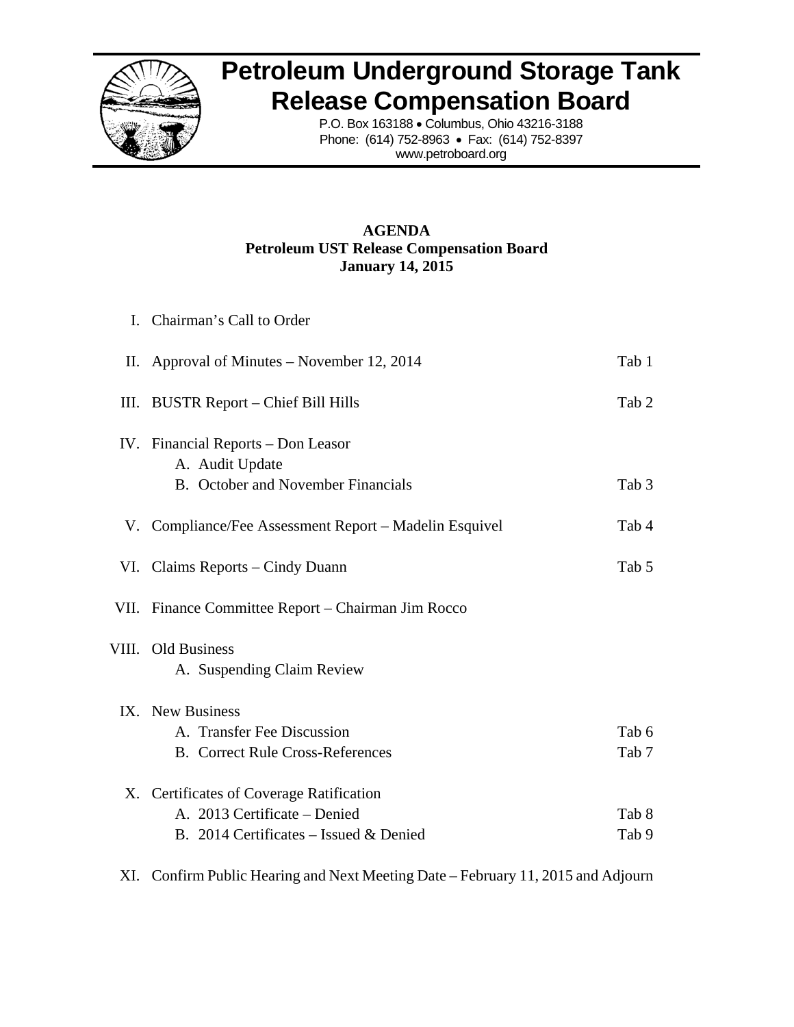# Petroleum Underground Storage Tank Release Compensation Board

P.O. Box 163188 • Columbus, Ohio 43216-3188
Phone: (614) 752-8963 • Fax: (614) 752-8397
www.petroboard.org

**AGENDA**
**Petroleum UST Release Compensation Board**
**January 14, 2015**

| | | |
|---|---|---|
| I. | Chairman's Call to Order | |
| II. | Approval of Minutes – November 12, 2014 | Tab 1 |
| III. | BUSTR Report – Chief Bill Hills | Tab 2 |
| IV. | Financial Reports – Don Leasor | |
| | A. Audit Update | |
| | B. October and November Financials | Tab 3 |
| V. | Compliance/Fee Assessment Report – Madelin Esquivel | Tab 4 |
| VI. | Claims Reports – Cindy Duann | Tab 5 |
| VII. | Finance Committee Report – Chairman Jim Rocco | |
| VIII. | Old Business | |
| | A. Suspending Claim Review | |
| IX. | New Business | |
| | A. Transfer Fee Discussion | Tab 6 |
| | B. Correct Rule Cross-References | Tab 7 |
| X. | Certificates of Coverage Ratification | |
| | A. 2013 Certificate – Denied | Tab 8 |
| | B. 2014 Certificates – Issued & Denied | Tab 9 |
| XI. | Confirm Public Hearing and Next Meeting Date – February 11, 2015 and Adjourn | |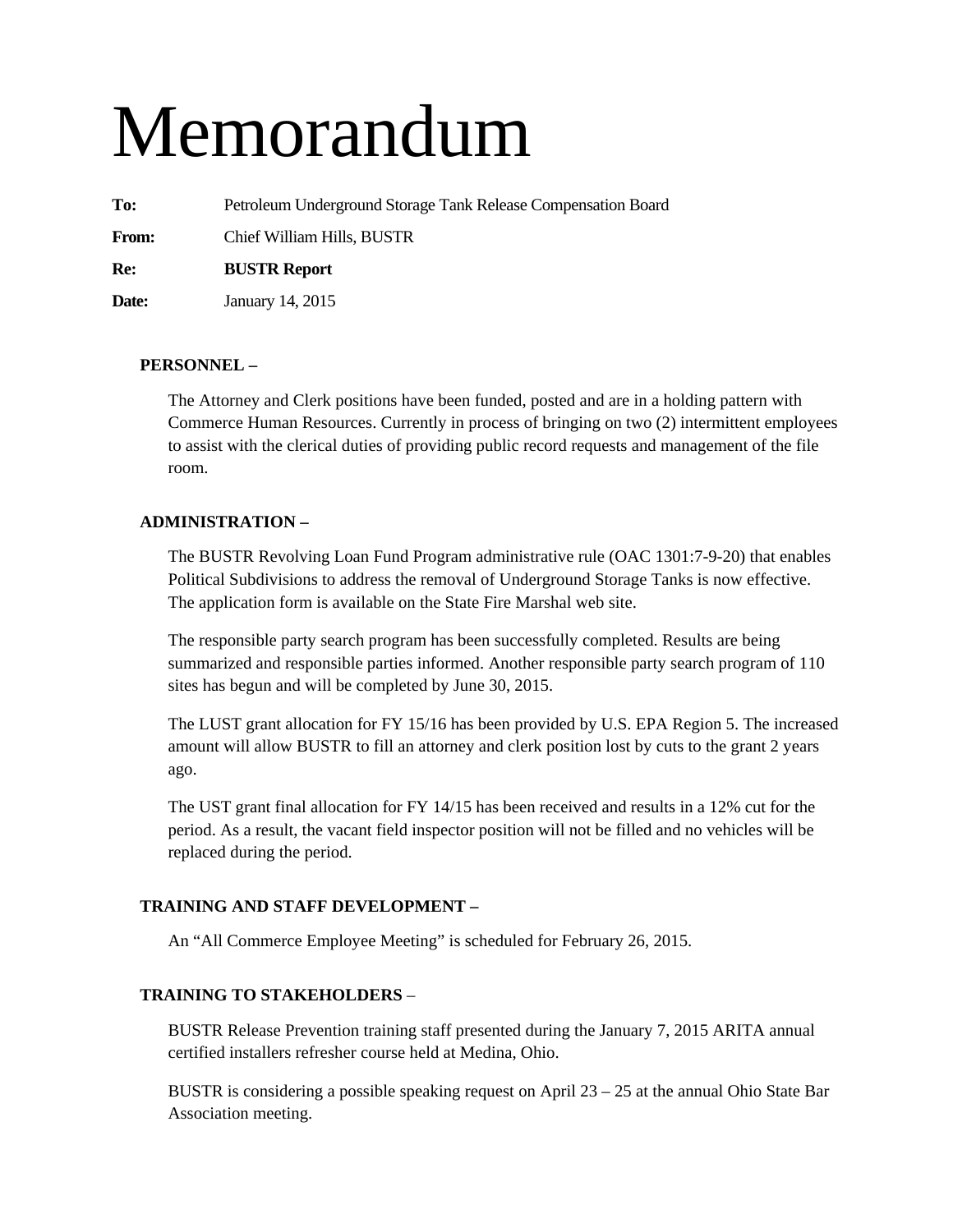# Memorandum

**To:** Petroleum Underground Storage Tank Release Compensation Board

**From:** Chief William Hills, BUSTR

**Re:** **BUSTR Report**

**Date:** January 14, 2015

**PERSONNEL –**

The Attorney and Clerk positions have been funded, posted and are in a holding pattern with Commerce Human Resources. Currently in process of bringing on two (2) intermittent employees to assist with the clerical duties of providing public record requests and management of the file room.

**ADMINISTRATION –**

The BUSTR Revolving Loan Fund Program administrative rule (OAC 1301:7-9-20) that enables Political Subdivisions to address the removal of Underground Storage Tanks is now effective. The application form is available on the State Fire Marshal web site.

The responsible party search program has been successfully completed. Results are being summarized and responsible parties informed. Another responsible party search program of 110 sites has begun and will be completed by June 30, 2015.

The LUST grant allocation for FY 15/16 has been provided by U.S. EPA Region 5. The increased amount will allow BUSTR to fill an attorney and clerk position lost by cuts to the grant 2 years ago.

The UST grant final allocation for FY 14/15 has been received and results in a 12% cut for the period. As a result, the vacant field inspector position will not be filled and no vehicles will be replaced during the period.

**TRAINING AND STAFF DEVELOPMENT –**

An "All Commerce Employee Meeting" is scheduled for February 26, 2015.

**TRAINING TO STAKEHOLDERS –**

BUSTR Release Prevention training staff presented during the January 7, 2015 ARITA annual certified installers refresher course held at Medina, Ohio.

BUSTR is considering a possible speaking request on April 23 – 25 at the annual Ohio State Bar Association meeting.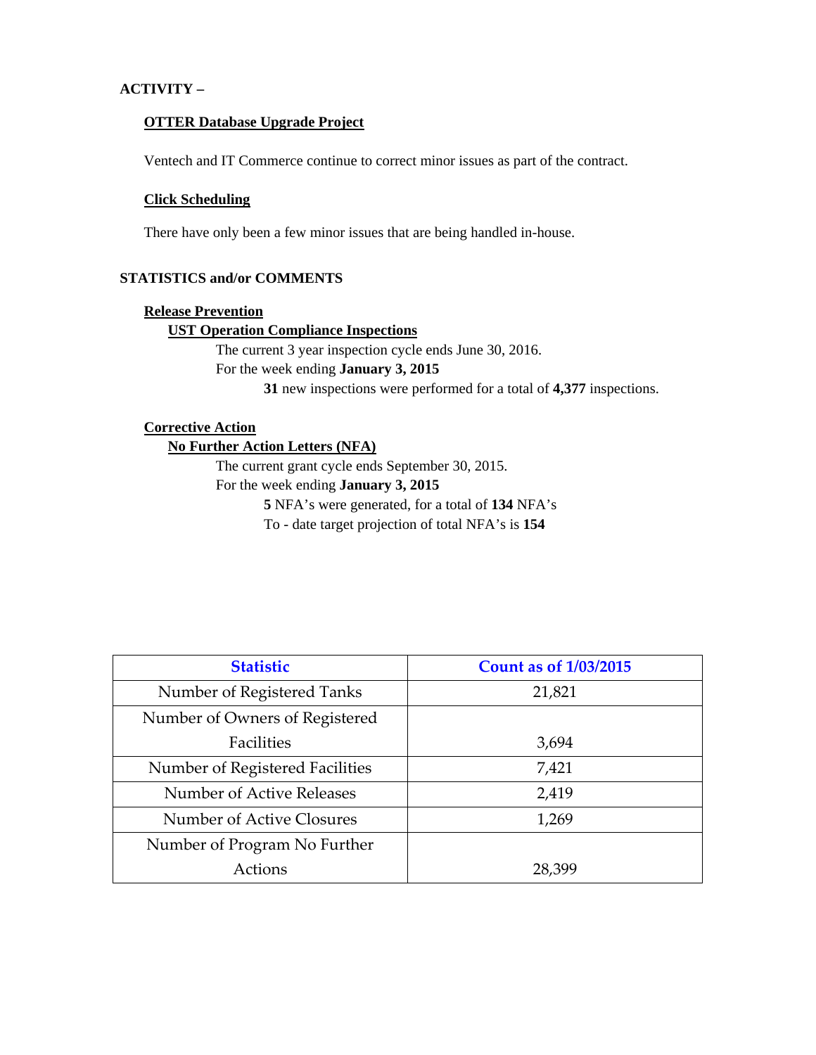**ACTIVITY –**

**OTTER Database Upgrade Project**

Ventech and IT Commerce continue to correct minor issues as part of the contract.

**Click Scheduling**

There have only been a few minor issues that are being handled in-house.

**STATISTICS and/or COMMENTS**

**Release Prevention**

**UST Operation Compliance Inspections**

The current 3 year inspection cycle ends June 30, 2016.

For the week ending **January 3, 2015**

**31** new inspections were performed for a total of **4,377** inspections.

**Corrective Action**

**No Further Action Letters (NFA)**

The current grant cycle ends September 30, 2015.

For the week ending **January 3, 2015**

**5** NFA's were generated, for a total of **134** NFA's

To - date target projection of total NFA's is **154**

| Statistic | Count as of 1/03/2015 |
|---|---|
| Number of Registered Tanks | 21,821 |
| Number of Owners of Registered Facilities | 3,694 |
| Number of Registered Facilities | 7,421 |
| Number of Active Releases | 2,419 |
| Number of Active Closures | 1,269 |
| Number of Program No Further Actions | 28,399 |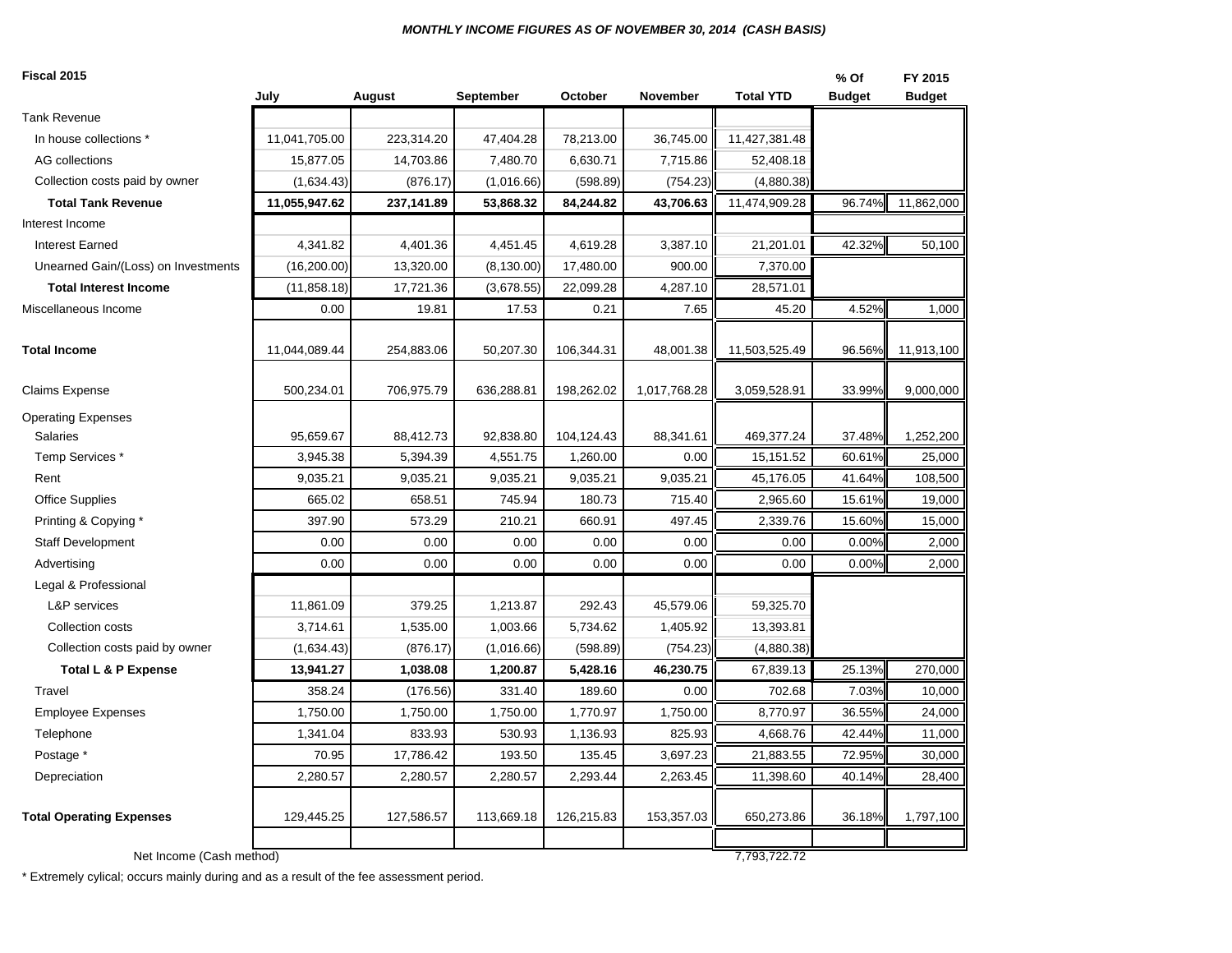***MONTHLY INCOME FIGURES AS OF NOVEMBER 30, 2014 (CASH BASIS)***

| Fiscal 2015 | July | August | September | October | November | Total YTD | % Of Budget | FY 2015 Budget |
|---|---|---|---|---|---|---|---|---|
| Tank Revenue | | | | | | | | |
| In house collections * | 11,041,705.00 | 223,314.20 | 47,404.28 | 78,213.00 | 36,745.00 | 11,427,381.48 | | |
| AG collections | 15,877.05 | 14,703.86 | 7,480.70 | 6,630.71 | 7,715.86 | 52,408.18 | | |
| Collection costs paid by owner | (1,634.43) | (876.17) | (1,016.66) | (598.89) | (754.23) | (4,880.38) | | |
| **Total Tank Revenue** | **11,055,947.62** | **237,141.89** | **53,868.32** | **84,244.82** | **43,706.63** | 11,474,909.28 | 96.74% | 11,862,000 |
| Interest Income | | | | | | | | |
| Interest Earned | 4,341.82 | 4,401.36 | 4,451.45 | 4,619.28 | 3,387.10 | 21,201.01 | 42.32% | 50,100 |
| Unearned Gain/(Loss) on Investments | (16,200.00) | 13,320.00 | (8,130.00) | 17,480.00 | 900.00 | 7,370.00 | | |
| **Total Interest Income** | (11,858.18) | 17,721.36 | (3,678.55) | 22,099.28 | 4,287.10 | 28,571.01 | | |
| Miscellaneous Income | 0.00 | 19.81 | 17.53 | 0.21 | 7.65 | 45.20 | 4.52% | 1,000 |
| **Total Income** | 11,044,089.44 | 254,883.06 | 50,207.30 | 106,344.31 | 48,001.38 | 11,503,525.49 | 96.56% | 11,913,100 |
| Claims Expense | 500,234.01 | 706,975.79 | 636,288.81 | 198,262.02 | 1,017,768.28 | 3,059,528.91 | 33.99% | 9,000,000 |
| Operating Expenses | | | | | | | | |
| Salaries | 95,659.67 | 88,412.73 | 92,838.80 | 104,124.43 | 88,341.61 | 469,377.24 | 37.48% | 1,252,200 |
| Temp Services * | 3,945.38 | 5,394.39 | 4,551.75 | 1,260.00 | 0.00 | 15,151.52 | 60.61% | 25,000 |
| Rent | 9,035.21 | 9,035.21 | 9,035.21 | 9,035.21 | 9,035.21 | 45,176.05 | 41.64% | 108,500 |
| Office Supplies | 665.02 | 658.51 | 745.94 | 180.73 | 715.40 | 2,965.60 | 15.61% | 19,000 |
| Printing & Copying * | 397.90 | 573.29 | 210.21 | 660.91 | 497.45 | 2,339.76 | 15.60% | 15,000 |
| Staff Development | 0.00 | 0.00 | 0.00 | 0.00 | 0.00 | 0.00 | 0.00% | 2,000 |
| Advertising | 0.00 | 0.00 | 0.00 | 0.00 | 0.00 | 0.00 | 0.00% | 2,000 |
| Legal & Professional | | | | | | | | |
| L&P services | 11,861.09 | 379.25 | 1,213.87 | 292.43 | 45,579.06 | 59,325.70 | | |
| Collection costs | 3,714.61 | 1,535.00 | 1,003.66 | 5,734.62 | 1,405.92 | 13,393.81 | | |
| Collection costs paid by owner | (1,634.43) | (876.17) | (1,016.66) | (598.89) | (754.23) | (4,880.38) | | |
| **Total L & P Expense** | **13,941.27** | **1,038.08** | **1,200.87** | **5,428.16** | **46,230.75** | 67,839.13 | 25.13% | 270,000 |
| Travel | 358.24 | (176.56) | 331.40 | 189.60 | 0.00 | 702.68 | 7.03% | 10,000 |
| Employee Expenses | 1,750.00 | 1,750.00 | 1,750.00 | 1,770.97 | 1,750.00 | 8,770.97 | 36.55% | 24,000 |
| Telephone | 1,341.04 | 833.93 | 530.93 | 1,136.93 | 825.93 | 4,668.76 | 42.44% | 11,000 |
| Postage * | 70.95 | 17,786.42 | 193.50 | 135.45 | 3,697.23 | 21,883.55 | 72.95% | 30,000 |
| Depreciation | 2,280.57 | 2,280.57 | 2,280.57 | 2,293.44 | 2,263.45 | 11,398.60 | 40.14% | 28,400 |
| **Total Operating Expenses** | 129,445.25 | 127,586.57 | 113,669.18 | 126,215.83 | 153,357.03 | 650,273.86 | 36.18% | 1,797,100 |
| Net Income (Cash method) | | | | | | 7,793,722.72 | | |

* Extremely cylical; occurs mainly during and as a result of the fee assessment period.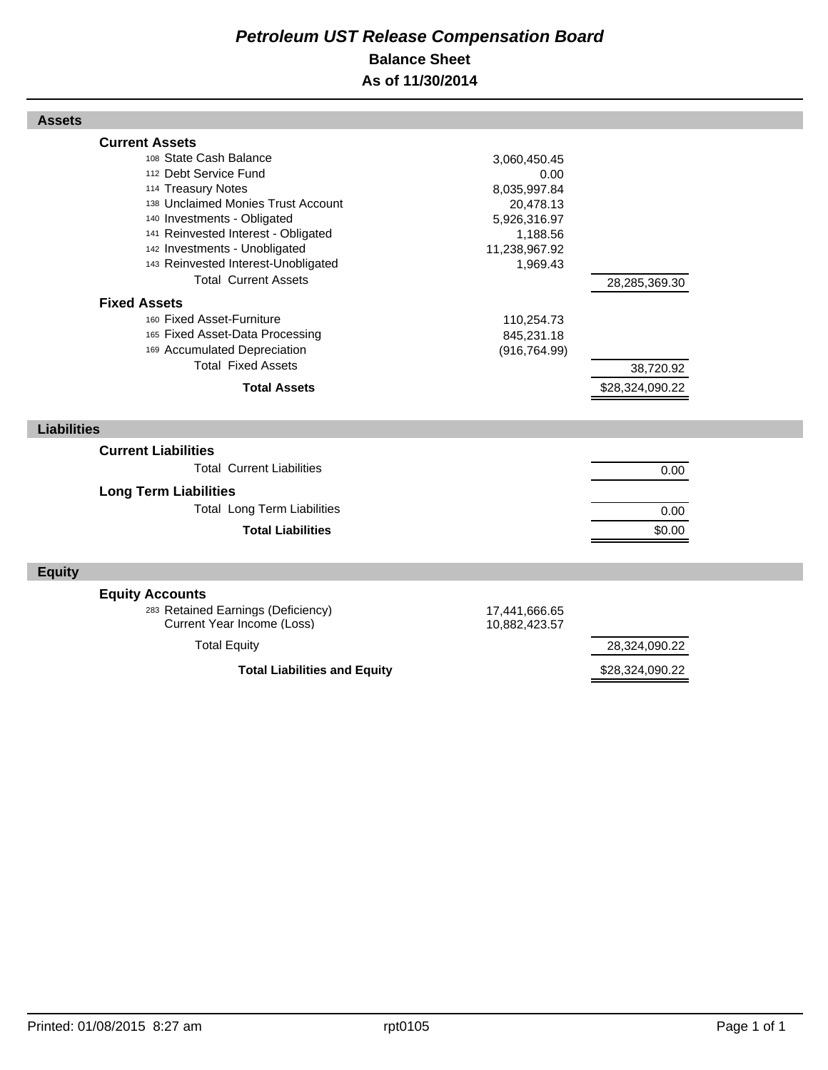# *Petroleum UST Release Compensation Board*

## Balance Sheet

## As of 11/30/2014

### Assets

| | | |
|---|---|---|
| **Current Assets** | | |
| 108 State Cash Balance | 3,060,450.45 | |
| 112 Debt Service Fund | 0.00 | |
| 114 Treasury Notes | 8,035,997.84 | |
| 138 Unclaimed Monies Trust Account | 20,478.13 | |
| 140 Investments - Obligated | 5,926,316.97 | |
| 141 Reinvested Interest - Obligated | 1,188.56 | |
| 142 Investments - Unobligated | 11,238,967.92 | |
| 143 Reinvested Interest-Unobligated | 1,969.43 | |
| Total Current Assets | | 28,285,369.30 |
| **Fixed Assets** | | |
| 160 Fixed Asset-Furniture | 110,254.73 | |
| 165 Fixed Asset-Data Processing | 845,231.18 | |
| 169 Accumulated Depreciation | (916,764.99) | |
| Total Fixed Assets | | 38,720.92 |
| **Total Assets** | | $28,324,090.22 |

### Liabilities

| | | |
|---|---|---|
| **Current Liabilities** | | |
| Total Current Liabilities | | 0.00 |
| **Long Term Liabilities** | | |
| Total Long Term Liabilities | | 0.00 |
| **Total Liabilities** | | $0.00 |

### Equity

| | | |
|---|---|---|
| **Equity Accounts** | | |
| 283 Retained Earnings (Deficiency) | 17,441,666.65 | |
| Current Year Income (Loss) | 10,882,423.57 | |
| Total Equity | | 28,324,090.22 |
| **Total Liabilities and Equity** | | $28,324,090.22 |

Printed: 01/08/2015 8:27 am rpt0105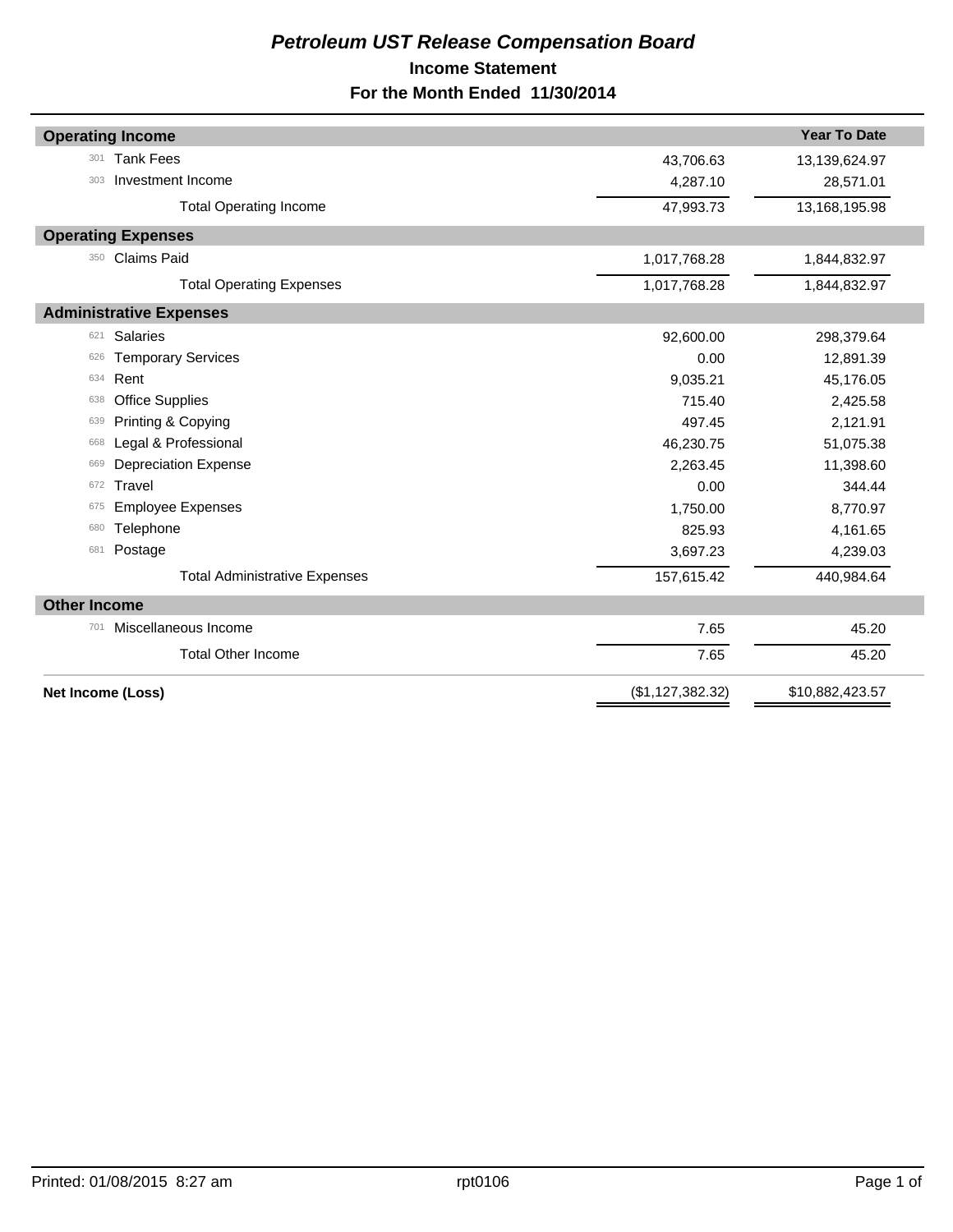# *Petroleum UST Release Compensation Board*

## Income Statement

## For the Month Ended 11/30/2014

| | | | Year To Date |
|---|---|---|---|
| **Operating Income** | | | |
| 301 | Tank Fees | 43,706.63 | 13,139,624.97 |
| 303 | Investment Income | 4,287.10 | 28,571.01 |
| | Total Operating Income | 47,993.73 | 13,168,195.98 |
| **Operating Expenses** | | | |
| 350 | Claims Paid | 1,017,768.28 | 1,844,832.97 |
| | Total Operating Expenses | 1,017,768.28 | 1,844,832.97 |
| **Administrative Expenses** | | | |
| 621 | Salaries | 92,600.00 | 298,379.64 |
| 626 | Temporary Services | 0.00 | 12,891.39 |
| 634 | Rent | 9,035.21 | 45,176.05 |
| 638 | Office Supplies | 715.40 | 2,425.58 |
| 639 | Printing & Copying | 497.45 | 2,121.91 |
| 668 | Legal & Professional | 46,230.75 | 51,075.38 |
| 669 | Depreciation Expense | 2,263.45 | 11,398.60 |
| 672 | Travel | 0.00 | 344.44 |
| 675 | Employee Expenses | 1,750.00 | 8,770.97 |
| 680 | Telephone | 825.93 | 4,161.65 |
| 681 | Postage | 3,697.23 | 4,239.03 |
| | Total Administrative Expenses | 157,615.42 | 440,984.64 |
| **Other Income** | | | |
| 701 | Miscellaneous Income | 7.65 | 45.20 |
| | Total Other Income | 7.65 | 45.20 |
| **Net Income (Loss)** | | ($1,127,382.32) | $10,882,423.57 |

Printed: 01/08/2015 8:27 am rpt0106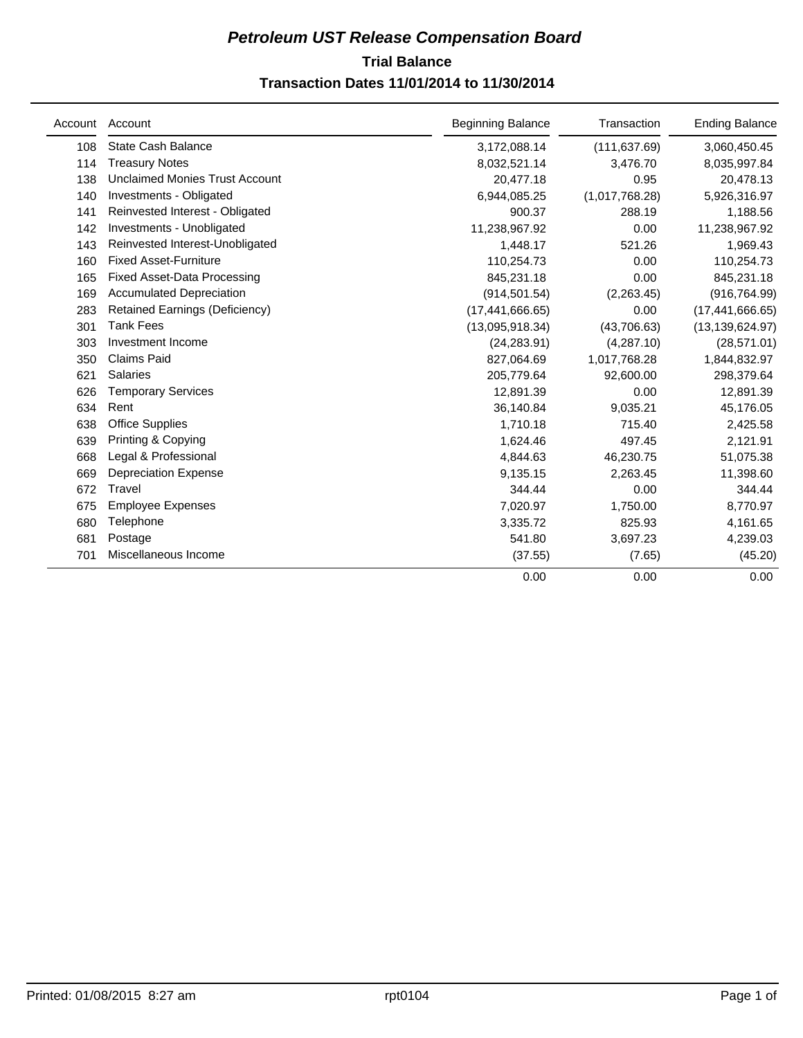# *Petroleum UST Release Compensation Board*

## Trial Balance

### Transaction Dates 11/01/2014 to 11/30/2014

| Account | Account | Beginning Balance | Transaction | Ending Balance |
|---|---|---|---|---|
| 108 | State Cash Balance | 3,172,088.14 | (111,637.69) | 3,060,450.45 |
| 114 | Treasury Notes | 8,032,521.14 | 3,476.70 | 8,035,997.84 |
| 138 | Unclaimed Monies Trust Account | 20,477.18 | 0.95 | 20,478.13 |
| 140 | Investments - Obligated | 6,944,085.25 | (1,017,768.28) | 5,926,316.97 |
| 141 | Reinvested Interest - Obligated | 900.37 | 288.19 | 1,188.56 |
| 142 | Investments - Unobligated | 11,238,967.92 | 0.00 | 11,238,967.92 |
| 143 | Reinvested Interest-Unobligated | 1,448.17 | 521.26 | 1,969.43 |
| 160 | Fixed Asset-Furniture | 110,254.73 | 0.00 | 110,254.73 |
| 165 | Fixed Asset-Data Processing | 845,231.18 | 0.00 | 845,231.18 |
| 169 | Accumulated Depreciation | (914,501.54) | (2,263.45) | (916,764.99) |
| 283 | Retained Earnings (Deficiency) | (17,441,666.65) | 0.00 | (17,441,666.65) |
| 301 | Tank Fees | (13,095,918.34) | (43,706.63) | (13,139,624.97) |
| 303 | Investment Income | (24,283.91) | (4,287.10) | (28,571.01) |
| 350 | Claims Paid | 827,064.69 | 1,017,768.28 | 1,844,832.97 |
| 621 | Salaries | 205,779.64 | 92,600.00 | 298,379.64 |
| 626 | Temporary Services | 12,891.39 | 0.00 | 12,891.39 |
| 634 | Rent | 36,140.84 | 9,035.21 | 45,176.05 |
| 638 | Office Supplies | 1,710.18 | 715.40 | 2,425.58 |
| 639 | Printing & Copying | 1,624.46 | 497.45 | 2,121.91 |
| 668 | Legal & Professional | 4,844.63 | 46,230.75 | 51,075.38 |
| 669 | Depreciation Expense | 9,135.15 | 2,263.45 | 11,398.60 |
| 672 | Travel | 344.44 | 0.00 | 344.44 |
| 675 | Employee Expenses | 7,020.97 | 1,750.00 | 8,770.97 |
| 680 | Telephone | 3,335.72 | 825.93 | 4,161.65 |
| 681 | Postage | 541.80 | 3,697.23 | 4,239.03 |
| 701 | Miscellaneous Income | (37.55) | (7.65) | (45.20) |
| | | 0.00 | 0.00 | 0.00 |

Printed: 01/08/2015 8:27 am rpt0104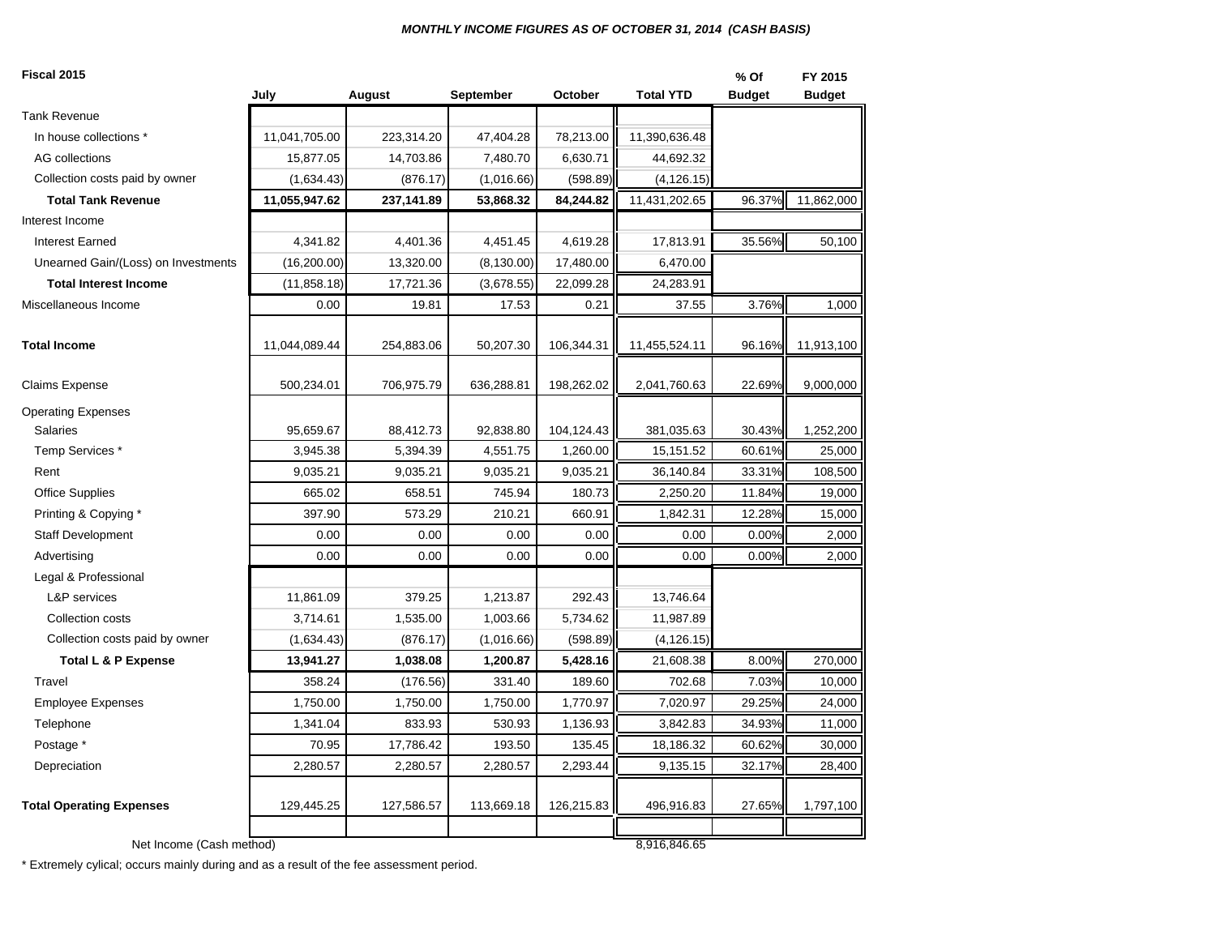*MONTHLY INCOME FIGURES AS OF OCTOBER 31, 2014 (CASH BASIS)*

| Fiscal 2015 | July | August | September | October | Total YTD | % Of Budget | FY 2015 Budget |
|---|---|---|---|---|---|---|---|
| Tank Revenue | | | | | | | |
| In house collections * | 11,041,705.00 | 223,314.20 | 47,404.28 | 78,213.00 | 11,390,636.48 | | |
| AG collections | 15,877.05 | 14,703.86 | 7,480.70 | 6,630.71 | 44,692.32 | | |
| Collection costs paid by owner | (1,634.43) | (876.17) | (1,016.66) | (598.89) | (4,126.15) | | |
| **Total Tank Revenue** | **11,055,947.62** | **237,141.89** | **53,868.32** | **84,244.82** | 11,431,202.65 | 96.37% | 11,862,000 |
| Interest Income | | | | | | | |
| Interest Earned | 4,341.82 | 4,401.36 | 4,451.45 | 4,619.28 | 17,813.91 | 35.56% | 50,100 |
| Unearned Gain/(Loss) on Investments | (16,200.00) | 13,320.00 | (8,130.00) | 17,480.00 | 6,470.00 | | |
| **Total Interest Income** | (11,858.18) | 17,721.36 | (3,678.55) | 22,099.28 | 24,283.91 | | |
| Miscellaneous Income | 0.00 | 19.81 | 17.53 | 0.21 | 37.55 | 3.76% | 1,000 |
| **Total Income** | 11,044,089.44 | 254,883.06 | 50,207.30 | 106,344.31 | 11,455,524.11 | 96.16% | 11,913,100 |
| Claims Expense | 500,234.01 | 706,975.79 | 636,288.81 | 198,262.02 | 2,041,760.63 | 22.69% | 9,000,000 |
| Operating Expenses | | | | | | | |
| Salaries | 95,659.67 | 88,412.73 | 92,838.80 | 104,124.43 | 381,035.63 | 30.43% | 1,252,200 |
| Temp Services * | 3,945.38 | 5,394.39 | 4,551.75 | 1,260.00 | 15,151.52 | 60.61% | 25,000 |
| Rent | 9,035.21 | 9,035.21 | 9,035.21 | 9,035.21 | 36,140.84 | 33.31% | 108,500 |
| Office Supplies | 665.02 | 658.51 | 745.94 | 180.73 | 2,250.20 | 11.84% | 19,000 |
| Printing & Copying * | 397.90 | 573.29 | 210.21 | 660.91 | 1,842.31 | 12.28% | 15,000 |
| Staff Development | 0.00 | 0.00 | 0.00 | 0.00 | 0.00 | 0.00% | 2,000 |
| Advertising | 0.00 | 0.00 | 0.00 | 0.00 | 0.00 | 0.00% | 2,000 |
| Legal & Professional | | | | | | | |
| L&P services | 11,861.09 | 379.25 | 1,213.87 | 292.43 | 13,746.64 | | |
| Collection costs | 3,714.61 | 1,535.00 | 1,003.66 | 5,734.62 | 11,987.89 | | |
| Collection costs paid by owner | (1,634.43) | (876.17) | (1,016.66) | (598.89) | (4,126.15) | | |
| **Total L & P Expense** | **13,941.27** | **1,038.08** | **1,200.87** | **5,428.16** | 21,608.38 | 8.00% | 270,000 |
| Travel | 358.24 | (176.56) | 331.40 | 189.60 | 702.68 | 7.03% | 10,000 |
| Employee Expenses | 1,750.00 | 1,750.00 | 1,750.00 | 1,770.97 | 7,020.97 | 29.25% | 24,000 |
| Telephone | 1,341.04 | 833.93 | 530.93 | 1,136.93 | 3,842.83 | 34.93% | 11,000 |
| Postage * | 70.95 | 17,786.42 | 193.50 | 135.45 | 18,186.32 | 60.62% | 30,000 |
| Depreciation | 2,280.57 | 2,280.57 | 2,280.57 | 2,293.44 | 9,135.15 | 32.17% | 28,400 |
| **Total Operating Expenses** | 129,445.25 | 127,586.57 | 113,669.18 | 126,215.83 | 496,916.83 | 27.65% | 1,797,100 |
| Net Income (Cash method) | | | | | 8,916,846.65 | | |

* Extremely cylical; occurs mainly during and as a result of the fee assessment period.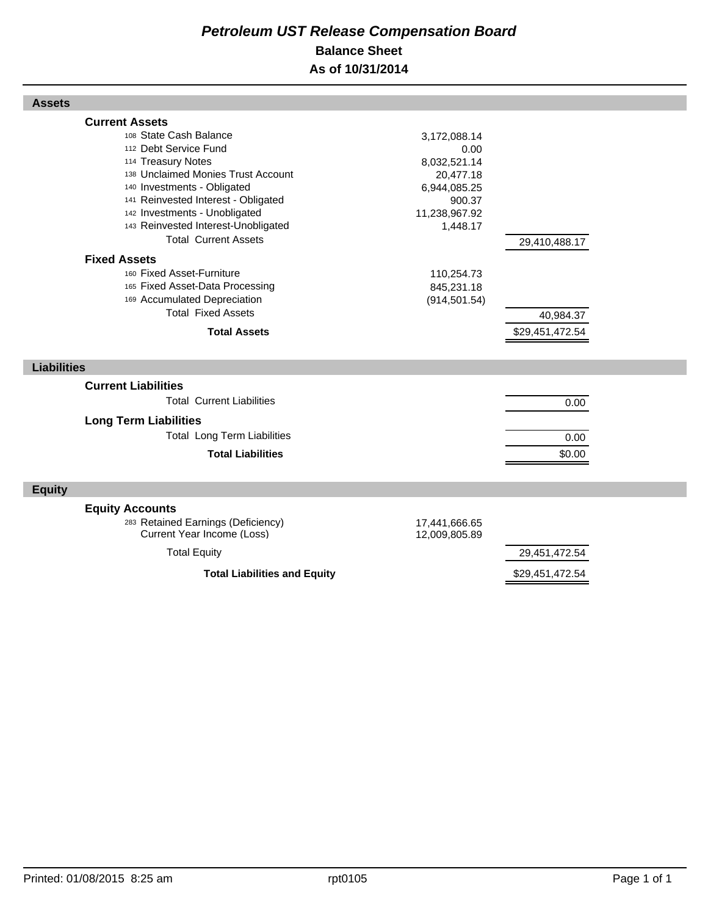# *Petroleum UST Release Compensation Board*

## Balance Sheet

### As of 10/31/2014

| | | | |
|---|---|---|---|
| **Assets** | | | |
| **Current Assets** | | | |
| 108 | State Cash Balance | 3,172,088.14 | |
| 112 | Debt Service Fund | 0.00 | |
| 114 | Treasury Notes | 8,032,521.14 | |
| 138 | Unclaimed Monies Trust Account | 20,477.18 | |
| 140 | Investments - Obligated | 6,944,085.25 | |
| 141 | Reinvested Interest - Obligated | 900.37 | |
| 142 | Investments - Unobligated | 11,238,967.92 | |
| 143 | Reinvested Interest-Unobligated | 1,448.17 | |
| | Total Current Assets | | 29,410,488.17 |
| **Fixed Assets** | | | |
| 160 | Fixed Asset-Furniture | 110,254.73 | |
| 165 | Fixed Asset-Data Processing | 845,231.18 | |
| 169 | Accumulated Depreciation | (914,501.54) | |
| | Total Fixed Assets | | 40,984.37 |
| | **Total Assets** | | $29,451,472.54 |
| **Liabilities** | | | |
| **Current Liabilities** | | | |
| | Total Current Liabilities | | 0.00 |
| **Long Term Liabilities** | | | |
| | Total Long Term Liabilities | | 0.00 |
| | **Total Liabilities** | | $0.00 |
| **Equity** | | | |
| **Equity Accounts** | | | |
| 283 | Retained Earnings (Deficiency) | 17,441,666.65 | |
| | Current Year Income (Loss) | 12,009,805.89 | |
| | Total Equity | | 29,451,472.54 |
| | **Total Liabilities and Equity** | | $29,451,472.54 |

Printed: 01/08/2015 8:25 am rpt0105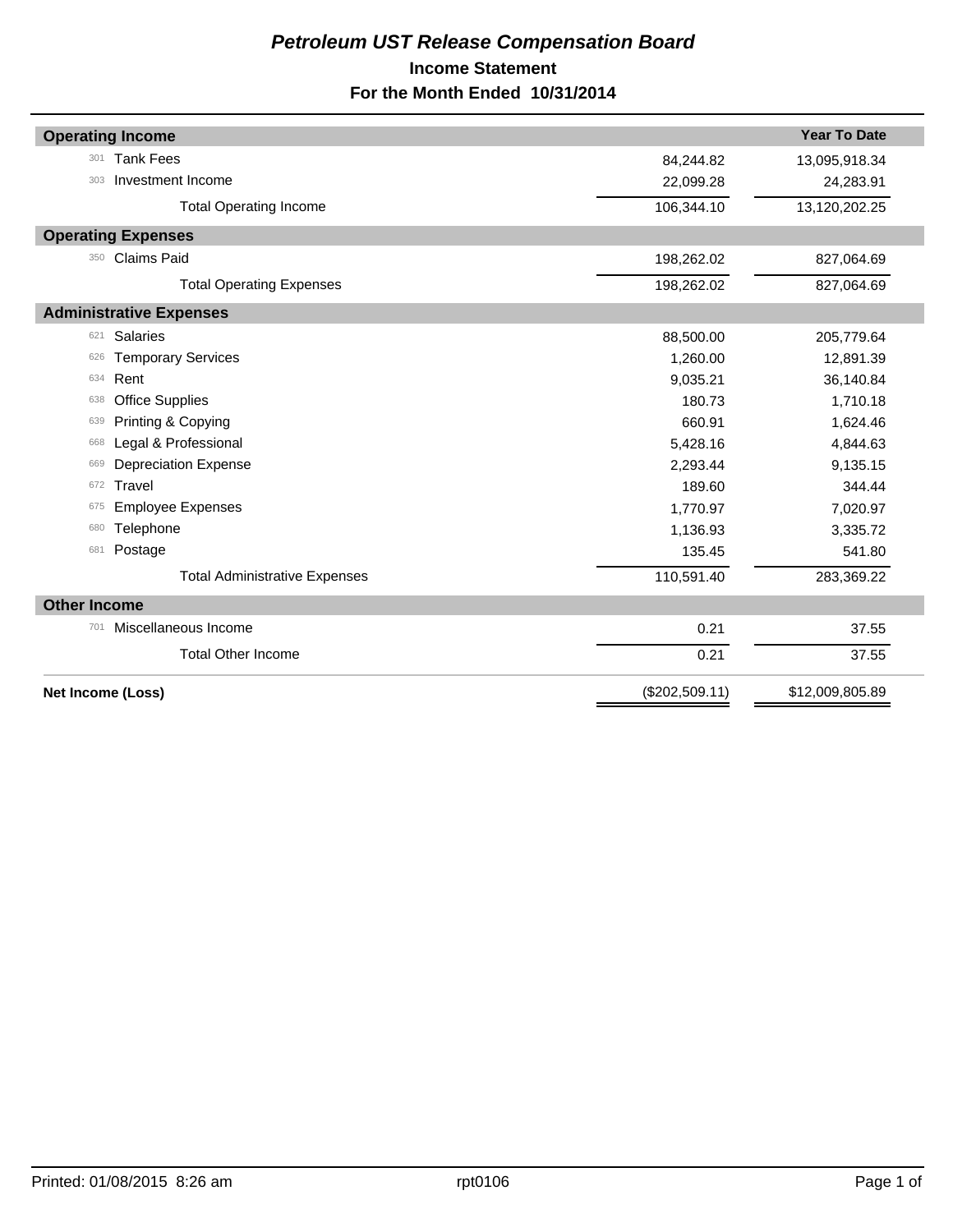# *Petroleum UST Release Compensation Board*

## Income Statement

## For the Month Ended 10/31/2014

| | | | Year To Date |
|---|---|---|---|
| **Operating Income** | | | |
| 301 | Tank Fees | 84,244.82 | 13,095,918.34 |
| 303 | Investment Income | 22,099.28 | 24,283.91 |
| | Total Operating Income | 106,344.10 | 13,120,202.25 |
| **Operating Expenses** | | | |
| 350 | Claims Paid | 198,262.02 | 827,064.69 |
| | Total Operating Expenses | 198,262.02 | 827,064.69 |
| **Administrative Expenses** | | | |
| 621 | Salaries | 88,500.00 | 205,779.64 |
| 626 | Temporary Services | 1,260.00 | 12,891.39 |
| 634 | Rent | 9,035.21 | 36,140.84 |
| 638 | Office Supplies | 180.73 | 1,710.18 |
| 639 | Printing & Copying | 660.91 | 1,624.46 |
| 668 | Legal & Professional | 5,428.16 | 4,844.63 |
| 669 | Depreciation Expense | 2,293.44 | 9,135.15 |
| 672 | Travel | 189.60 | 344.44 |
| 675 | Employee Expenses | 1,770.97 | 7,020.97 |
| 680 | Telephone | 1,136.93 | 3,335.72 |
| 681 | Postage | 135.45 | 541.80 |
| | Total Administrative Expenses | 110,591.40 | 283,369.22 |
| **Other Income** | | | |
| 701 | Miscellaneous Income | 0.21 | 37.55 |
| | Total Other Income | 0.21 | 37.55 |
| **Net Income (Loss)** | | ($202,509.11) | $12,009,805.89 |

Printed: 01/08/2015 8:26 am rpt0106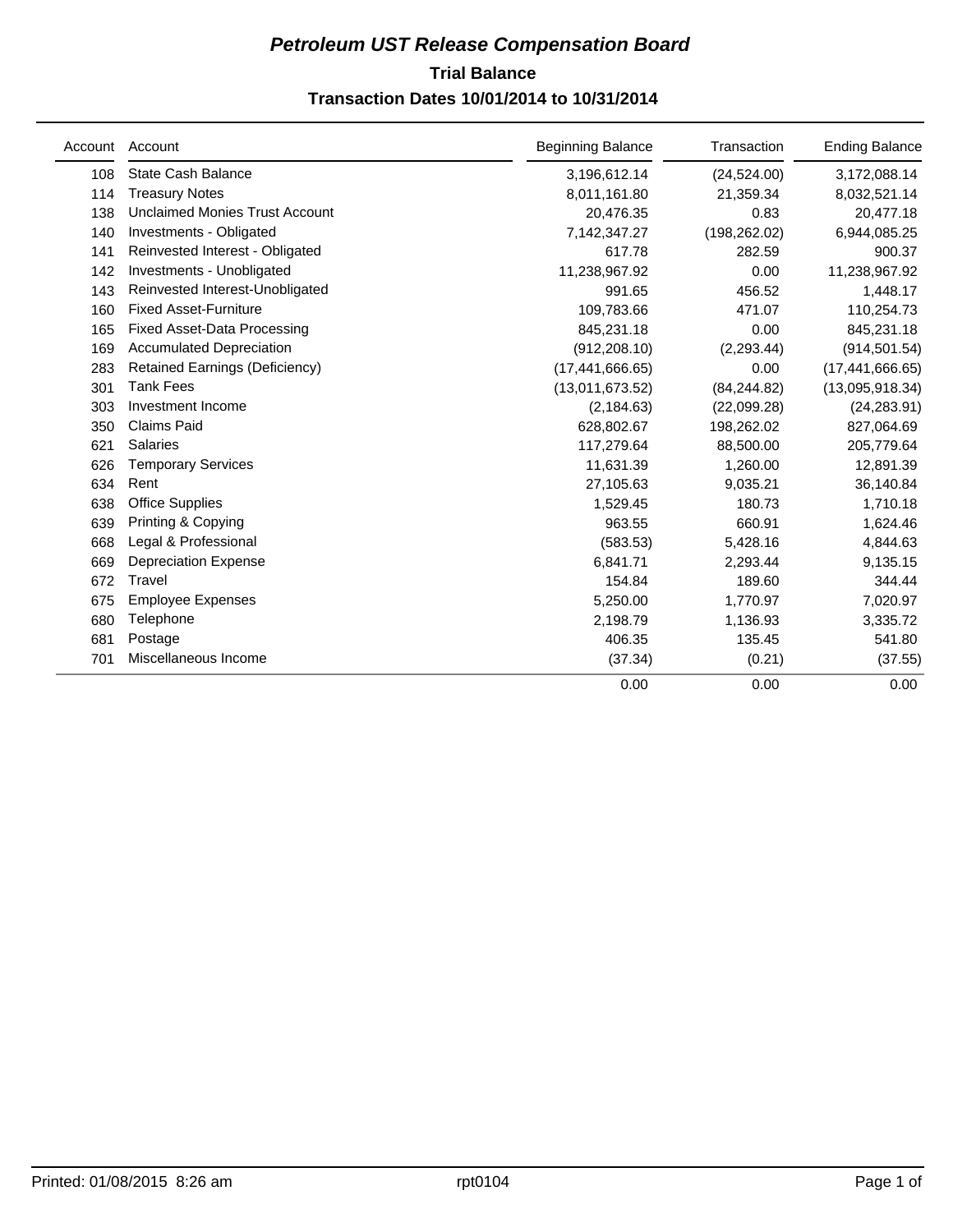# *Petroleum UST Release Compensation Board*

## Trial Balance

## Transaction Dates 10/01/2014 to 10/31/2014

| Account | Account | Beginning Balance | Transaction | Ending Balance |
|---|---|---|---|---|
| 108 | State Cash Balance | 3,196,612.14 | (24,524.00) | 3,172,088.14 |
| 114 | Treasury Notes | 8,011,161.80 | 21,359.34 | 8,032,521.14 |
| 138 | Unclaimed Monies Trust Account | 20,476.35 | 0.83 | 20,477.18 |
| 140 | Investments - Obligated | 7,142,347.27 | (198,262.02) | 6,944,085.25 |
| 141 | Reinvested Interest - Obligated | 617.78 | 282.59 | 900.37 |
| 142 | Investments - Unobligated | 11,238,967.92 | 0.00 | 11,238,967.92 |
| 143 | Reinvested Interest-Unobligated | 991.65 | 456.52 | 1,448.17 |
| 160 | Fixed Asset-Furniture | 109,783.66 | 471.07 | 110,254.73 |
| 165 | Fixed Asset-Data Processing | 845,231.18 | 0.00 | 845,231.18 |
| 169 | Accumulated Depreciation | (912,208.10) | (2,293.44) | (914,501.54) |
| 283 | Retained Earnings (Deficiency) | (17,441,666.65) | 0.00 | (17,441,666.65) |
| 301 | Tank Fees | (13,011,673.52) | (84,244.82) | (13,095,918.34) |
| 303 | Investment Income | (2,184.63) | (22,099.28) | (24,283.91) |
| 350 | Claims Paid | 628,802.67 | 198,262.02 | 827,064.69 |
| 621 | Salaries | 117,279.64 | 88,500.00 | 205,779.64 |
| 626 | Temporary Services | 11,631.39 | 1,260.00 | 12,891.39 |
| 634 | Rent | 27,105.63 | 9,035.21 | 36,140.84 |
| 638 | Office Supplies | 1,529.45 | 180.73 | 1,710.18 |
| 639 | Printing & Copying | 963.55 | 660.91 | 1,624.46 |
| 668 | Legal & Professional | (583.53) | 5,428.16 | 4,844.63 |
| 669 | Depreciation Expense | 6,841.71 | 2,293.44 | 9,135.15 |
| 672 | Travel | 154.84 | 189.60 | 344.44 |
| 675 | Employee Expenses | 5,250.00 | 1,770.97 | 7,020.97 |
| 680 | Telephone | 2,198.79 | 1,136.93 | 3,335.72 |
| 681 | Postage | 406.35 | 135.45 | 541.80 |
| 701 | Miscellaneous Income | (37.34) | (0.21) | (37.55) |
| | | 0.00 | 0.00 | 0.00 |

Printed: 01/08/2015 8:26 am rpt0104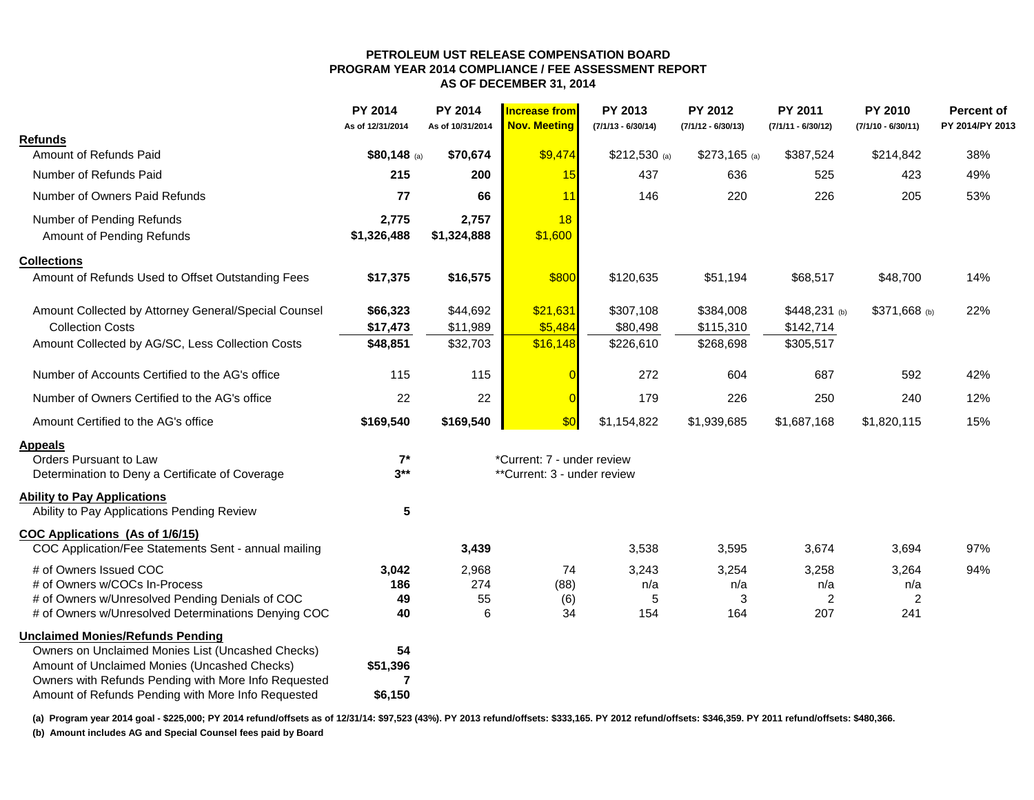# PETROLEUM UST RELEASE COMPENSATION BOARD
## PROGRAM YEAR 2014 COMPLIANCE / FEE ASSESSMENT REPORT
## AS OF DECEMBER 31, 2014

| | PY 2014 As of 12/31/2014 | PY 2014 As of 10/31/2014 | Increase from Nov. Meeting | PY 2013 (7/1/13 - 6/30/14) | PY 2012 (7/1/12 - 6/30/13) | PY 2011 (7/1/11 - 6/30/12) | PY 2010 (7/1/10 - 6/30/11) | Percent of PY 2014/PY 2013 |
|---|---|---|---|---|---|---|---|---|
| **Refunds** | | | | | | | | |
| Amount of Refunds Paid | **$80,148** (a) | **$70,674** | $9,474 | $212,530 (a) | $273,165 (a) | $387,524 | $214,842 | 38% |
| Number of Refunds Paid | **215** | **200** | 15 | 437 | 636 | 525 | 423 | 49% |
| Number of Owners Paid Refunds | **77** | **66** | 11 | 146 | 220 | 226 | 205 | 53% |
| Number of Pending Refunds | **2,775** | **2,757** | 18 | | | | | |
| Amount of Pending Refunds | **$1,326,488** | **$1,324,888** | $1,600 | | | | | |
| **Collections** | | | | | | | | |
| Amount of Refunds Used to Offset Outstanding Fees | **$17,375** | **$16,575** | $800 | $120,635 | $51,194 | $68,517 | $48,700 | 14% |
| Amount Collected by Attorney General/Special Counsel | **$66,323** | $44,692 | $21,631 | $307,108 | $384,008 | $448,231 (b) | $371,668 (b) | 22% |
| Collection Costs | **$17,473** | $11,989 | $5,484 | $80,498 | $115,310 | $142,714 | | |
| Amount Collected by AG/SC, Less Collection Costs | **$48,851** | $32,703 | $16,148 | $226,610 | $268,698 | $305,517 | | |
| Number of Accounts Certified to the AG's office | 115 | 115 | 0 | 272 | 604 | 687 | 592 | 42% |
| Number of Owners Certified to the AG's office | 22 | 22 | 0 | 179 | 226 | 250 | 240 | 12% |
| Amount Certified to the AG's office | **$169,540** | **$169,540** | $0 | $1,154,822 | $1,939,685 | $1,687,168 | $1,820,115 | 15% |
| **Appeals** | | | | | | | | |
| Orders Pursuant to Law | **7*** | | *Current: 7 - under review | | | | | |
| Determination to Deny a Certificate of Coverage | **3**** | | **Current: 3 - under review | | | | | |
| **Ability to Pay Applications** | | | | | | | | |
| Ability to Pay Applications Pending Review | **5** | | | | | | | |
| **COC Applications (As of 1/6/15)** | | | | | | | | |
| COC Application/Fee Statements Sent - annual mailing | | **3,439** | | 3,538 | 3,595 | 3,674 | 3,694 | 97% |
| # of Owners Issued COC | **3,042** | 2,968 | 74 | 3,243 | 3,254 | 3,258 | 3,264 | 94% |
| # of Owners w/COCs In-Process | **186** | 274 | (88) | n/a | n/a | n/a | n/a | |
| # of Owners w/Unresolved Pending Denials of COC | **49** | 55 | (6) | 5 | 3 | 2 | 2 | |
| # of Owners w/Unresolved Determinations Denying COC | **40** | 6 | 34 | 154 | 164 | 207 | 241 | |
| **Unclaimed Monies/Refunds Pending** | | | | | | | | |
| Owners on Unclaimed Monies List (Uncashed Checks) | **54** | | | | | | | |
| Amount of Unclaimed Monies (Uncashed Checks) | **$51,396** | | | | | | | |
| Owners with Refunds Pending with More Info Requested | **7** | | | | | | | |
| Amount of Refunds Pending with More Info Requested | **$6,150** | | | | | | | |

**(a) Program year 2014 goal - $225,000; PY 2014 refund/offsets as of 12/31/14: $97,523 (43%). PY 2013 refund/offsets: $333,165. PY 2012 refund/offsets: $346,359. PY 2011 refund/offsets: $480,366.**

**(b) Amount includes AG and Special Counsel fees paid by Board**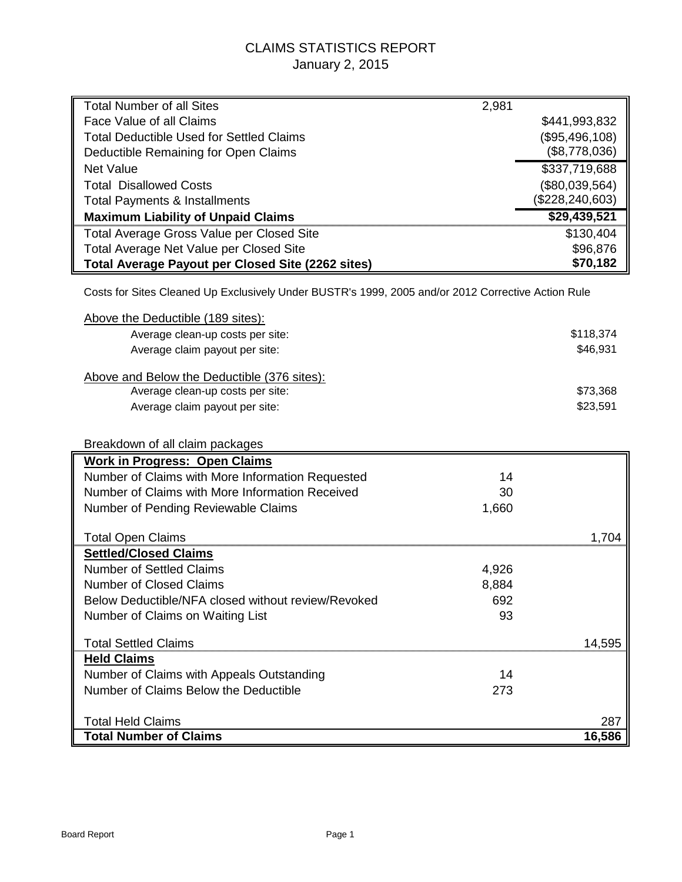# CLAIMS STATISTICS REPORT

January 2, 2015

| | | |
|---|---|---|
| Total Number of all Sites | 2,981 | |
| Face Value of all Claims | | $441,993,832 |
| Total Deductible Used for Settled Claims | | ($95,496,108) |
| Deductible Remaining for Open Claims | | ($8,778,036) |
| Net Value | | $337,719,688 |
| Total Disallowed Costs | | ($80,039,564) |
| Total Payments & Installments | | ($228,240,603) |
| **Maximum Liability of Unpaid Claims** | | **$29,439,521** |
| Total Average Gross Value per Closed Site | | $130,404 |
| Total Average Net Value per Closed Site | | $96,876 |
| **Total Average Payout per Closed Site (2262 sites)** | | **$70,182** |

Costs for Sites Cleaned Up Exclusively Under BUSTR's 1999, 2005 and/or 2012 Corrective Action Rule

Above the Deductible (189 sites):

| | |
|---|---|
| Average clean-up costs per site: | $118,374 |
| Average claim payout per site: | $46,931 |

Above and Below the Deductible (376 sites):

| | |
|---|---|
| Average clean-up costs per site: | $73,368 |
| Average claim payout per site: | $23,591 |

Breakdown of all claim packages

| | | |
|---|---|---|
| **Work in Progress: Open Claims** | | |
| Number of Claims with More Information Requested | 14 | |
| Number of Claims with More Information Received | 30 | |
| Number of Pending Reviewable Claims | 1,660 | |
| Total Open Claims | | 1,704 |
| **Settled/Closed Claims** | | |
| Number of Settled Claims | 4,926 | |
| Number of Closed Claims | 8,884 | |
| Below Deductible/NFA closed without review/Revoked | 692 | |
| Number of Claims on Waiting List | 93 | |
| Total Settled Claims | | 14,595 |
| **Held Claims** | | |
| Number of Claims with Appeals Outstanding | 14 | |
| Number of Claims Below the Deductible | 273 | |
| Total Held Claims | | 287 |
| **Total Number of Claims** | | **16,586** |

Board Report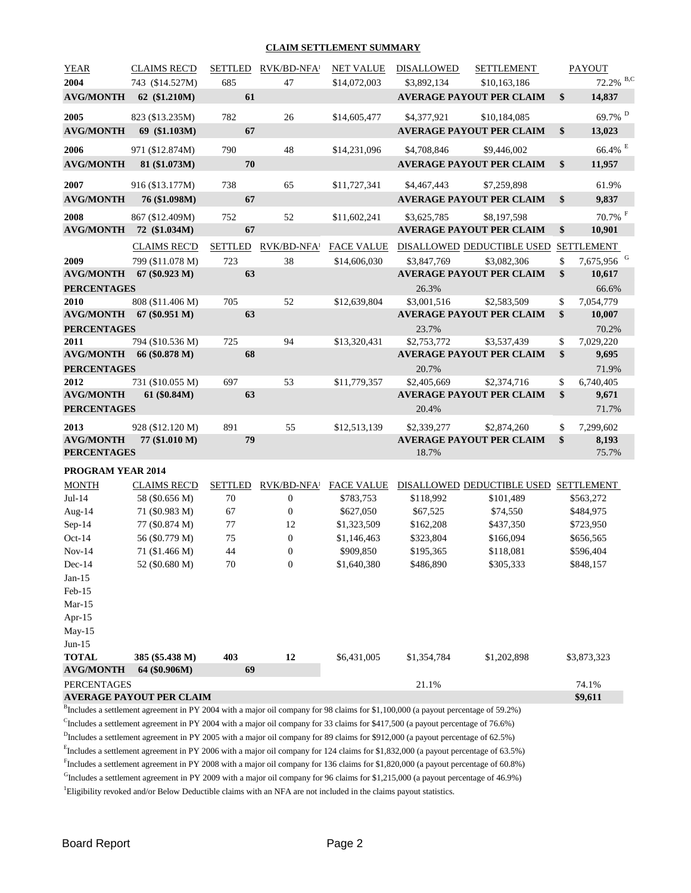## CLAIM SETTLEMENT SUMMARY

| YEAR | CLAIMS REC'D | SETTLED | RVK/BD-NFA[1] | NET VALUE | DISALLOWED | SETTLEMENT | | PAYOUT |
|---|---|---|---|---|---|---|---|---|
| **2004** | 743 ($14.527M) | 685 | 47 | $14,072,003 | $3,892,134 | $10,163,186 | | 72.2% [B,C] |
| **AVG/MONTH** | **62 ($1.210M)** | **61** | | | **AVERAGE PAYOUT PER CLAIM** | | **$** | **14,837** |
| **2005** | 823 ($13.235M) | 782 | 26 | $14,605,477 | $4,377,921 | $10,184,085 | | 69.7% [D] |
| **AVG/MONTH** | **69 ($1.103M)** | **67** | | | **AVERAGE PAYOUT PER CLAIM** | | **$** | **13,023** |
| **2006** | 971 ($12.874M) | 790 | 48 | $14,231,096 | $4,708,846 | $9,446,002 | | 66.4% [E] |
| **AVG/MONTH** | **81 ($1.073M)** | **70** | | | **AVERAGE PAYOUT PER CLAIM** | | **$** | **11,957** |
| **2007** | 916 ($13.177M) | 738 | 65 | $11,727,341 | $4,467,443 | $7,259,898 | | 61.9% |
| **AVG/MONTH** | **76 ($1.098M)** | **67** | | | **AVERAGE PAYOUT PER CLAIM** | | **$** | **9,837** |
| **2008** | 867 ($12.409M) | 752 | 52 | $11,602,241 | $3,625,785 | $8,197,598 | | 70.7% [F] |
| **AVG/MONTH** | **72 ($1.034M)** | **67** | | | **AVERAGE PAYOUT PER CLAIM** | | **$** | **10,901** |

| | CLAIMS REC'D | SETTLED | RVK/BD-NFA[1] | FACE VALUE | DISALLOWED | DEDUCTIBLE USED | | SETTLEMENT |
|---|---|---|---|---|---|---|---|---|
| **2009** | 799 ($11.078 M) | 723 | 38 | $14,606,030 | $3,847,769 | $3,082,306 | $ | 7,675,956 [G] |
| **AVG/MONTH** | **67 ($0.923 M)** | **63** | | | **AVERAGE PAYOUT PER CLAIM** | | **$** | **10,617** |
| **PERCENTAGES** | | | | | 26.3% | | | 66.6% |
| **2010** | 808 ($11.406 M) | 705 | 52 | $12,639,804 | $3,001,516 | $2,583,509 | $ | 7,054,779 |
| **AVG/MONTH** | **67 ($0.951 M)** | **63** | | | **AVERAGE PAYOUT PER CLAIM** | | **$** | **10,007** |
| **PERCENTAGES** | | | | | 23.7% | | | 70.2% |
| **2011** | 794 ($10.536 M) | 725 | 94 | $13,320,431 | $2,753,772 | $3,537,439 | $ | 7,029,220 |
| **AVG/MONTH** | **66 ($0.878 M)** | **68** | | | **AVERAGE PAYOUT PER CLAIM** | | **$** | **9,695** |
| **PERCENTAGES** | | | | | 20.7% | | | 71.9% |
| **2012** | 731 ($10.055 M) | 697 | 53 | $11,779,357 | $2,405,669 | $2,374,716 | $ | 6,740,405 |
| **AVG/MONTH** | **61 ($0.84M)** | **63** | | | **AVERAGE PAYOUT PER CLAIM** | | **$** | **9,671** |
| **PERCENTAGES** | | | | | 20.4% | | | 71.7% |
| **2013** | 928 ($12.120 M) | 891 | 55 | $12,513,139 | $2,339,277 | $2,874,260 | $ | 7,299,602 |
| **AVG/MONTH** | **77 ($1.010 M)** | **79** | | | **AVERAGE PAYOUT PER CLAIM** | | **$** | **8,193** |
| **PERCENTAGES** | | | | | 18.7% | | | 75.7% |

**PROGRAM YEAR 2014**

| MONTH | CLAIMS REC'D | SETTLED | RVK/BD-NFA[1] | FACE VALUE | DISALLOWED | DEDUCTIBLE USED | SETTLEMENT |
|---|---|---|---|---|---|---|---|
| Jul-14 | 58 ($0.656 M) | 70 | 0 | $783,753 | $118,992 | $101,489 | $563,272 |
| Aug-14 | 71 ($0.983 M) | 67 | 0 | $627,050 | $67,525 | $74,550 | $484,975 |
| Sep-14 | 77 ($0.874 M) | 77 | 12 | $1,323,509 | $162,208 | $437,350 | $723,950 |
| Oct-14 | 56 ($0.779 M) | 75 | 0 | $1,146,463 | $323,804 | $166,094 | $656,565 |
| Nov-14 | 71 ($1.466 M) | 44 | 0 | $909,850 | $195,365 | $118,081 | $596,404 |
| Dec-14 | 52 ($0.680 M) | 70 | 0 | $1,640,380 | $486,890 | $305,333 | $848,157 |
| Jan-15 | | | | | | | |
| Feb-15 | | | | | | | |
| Mar-15 | | | | | | | |
| Apr-15 | | | | | | | |
| May-15 | | | | | | | |
| Jun-15 | | | | | | | |
| **TOTAL** | **385 ($5.438 M)** | **403** | **12** | $6,431,005 | $1,354,784 | $1,202,898 | $3,873,323 |
| **AVG/MONTH** | **64 ($0.906M)** | **69** | | | | | |
| PERCENTAGES | | | | | 21.1% | | 74.1% |
| **AVERAGE PAYOUT PER CLAIM** | | | | | | | **$9,611** |

[B]Includes a settlement agreement in PY 2004 with a major oil company for 98 claims for $1,100,000 (a payout percentage of 59.2%)

[C]Includes a settlement agreement in PY 2004 with a major oil company for 33 claims for $417,500 (a payout percentage of 76.6%)

[D]Includes a settlement agreement in PY 2005 with a major oil company for 89 claims for $912,000 (a payout percentage of 62.5%)

[E]Includes a settlement agreement in PY 2006 with a major oil company for 124 claims for $1,832,000 (a payout percentage of 63.5%)

[F]Includes a settlement agreement in PY 2008 with a major oil company for 136 claims for $1,820,000 (a payout percentage of 60.8%)

[G]Includes a settlement agreement in PY 2009 with a major oil company for 96 claims for $1,215,000 (a payout percentage of 46.9%)

[1]Eligibility revoked and/or Below Deductible claims with an NFA are not included in the claims payout statistics.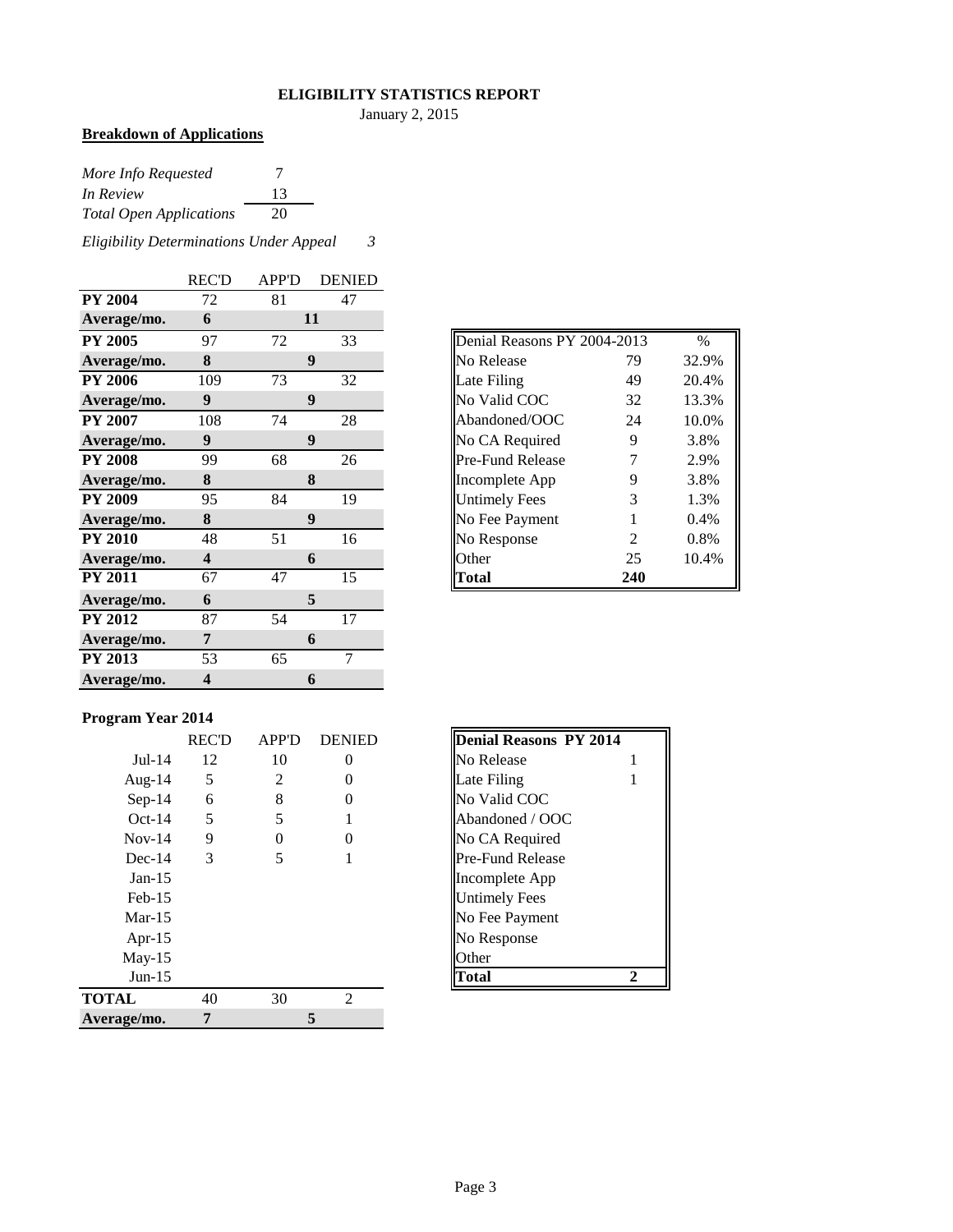**ELIGIBILITY STATISTICS REPORT**

January 2, 2015

**Breakdown of Applications**

| | |
|---|---|
| *More Info Requested* | 7 |
| *In Review* | 13 |
| *Total Open Applications* | 20 |

*Eligibility Determinations Under Appeal* 3

| | REC'D | APP'D | DENIED |
|---|---|---|---|
| **PY 2004** | 72 | 81 | 47 |
| **Average/mo.** | **6** | **11** | |
| **PY 2005** | 97 | 72 | 33 |
| **Average/mo.** | **8** | **9** | |
| **PY 2006** | 109 | 73 | 32 |
| **Average/mo.** | **9** | **9** | |
| **PY 2007** | 108 | 74 | 28 |
| **Average/mo.** | **9** | **9** | |
| **PY 2008** | 99 | 68 | 26 |
| **Average/mo.** | **8** | **8** | |
| **PY 2009** | 95 | 84 | 19 |
| **Average/mo.** | **8** | **9** | |
| **PY 2010** | 48 | 51 | 16 |
| **Average/mo.** | **4** | **6** | |
| **PY 2011** | 67 | 47 | 15 |
| **Average/mo.** | **6** | **5** | |
| **PY 2012** | 87 | 54 | 17 |
| **Average/mo.** | **7** | **6** | |
| **PY 2013** | 53 | 65 | 7 |
| **Average/mo.** | **4** | **6** | |

| Denial Reasons PY 2004-2013 | | % |
|---|---|---|
| No Release | 79 | 32.9% |
| Late Filing | 49 | 20.4% |
| No Valid COC | 32 | 13.3% |
| Abandoned/OOC | 24 | 10.0% |
| No CA Required | 9 | 3.8% |
| Pre-Fund Release | 7 | 2.9% |
| Incomplete App | 9 | 3.8% |
| Untimely Fees | 3 | 1.3% |
| No Fee Payment | 1 | 0.4% |
| No Response | 2 | 0.8% |
| Other | 25 | 10.4% |
| **Total** | **240** | |

**Program Year 2014**

| | REC'D | APP'D | DENIED |
|---|---|---|---|
| Jul-14 | 12 | 10 | 0 |
| Aug-14 | 5 | 2 | 0 |
| Sep-14 | 6 | 8 | 0 |
| Oct-14 | 5 | 5 | 1 |
| Nov-14 | 9 | 0 | 0 |
| Dec-14 | 3 | 5 | 1 |
| Jan-15 | | | |
| Feb-15 | | | |
| Mar-15 | | | |
| Apr-15 | | | |
| May-15 | | | |
| Jun-15 | | | |
| **TOTAL** | 40 | 30 | 2 |
| **Average/mo.** | **7** | **5** | |

| **Denial Reasons PY 2014** | |
|---|---|
| No Release | 1 |
| Late Filing | 1 |
| No Valid COC | |
| Abandoned / OOC | |
| No CA Required | |
| Pre-Fund Release | |
| Incomplete App | |
| Untimely Fees | |
| No Fee Payment | |
| No Response | |
| Other | |
| **Total** | **2** |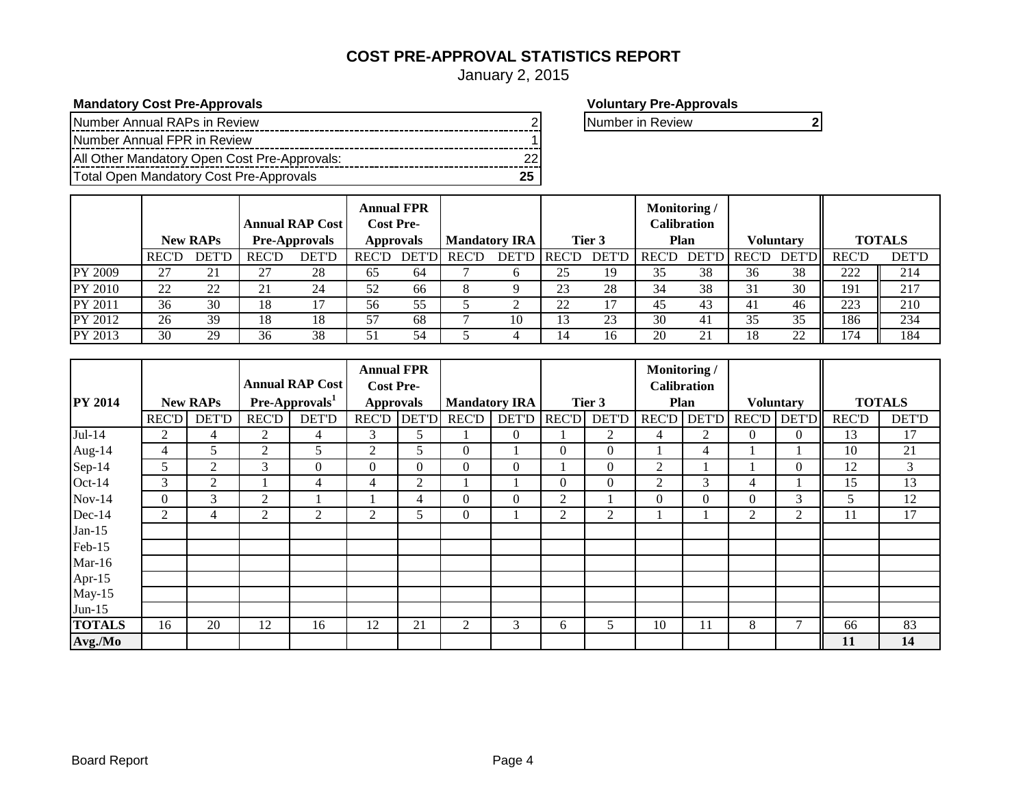# COST PRE-APPROVAL STATISTICS REPORT

January 2, 2015

**Mandatory Cost Pre-Approvals**

| | |
|---|---|
| Number Annual RAPs in Review | 2 |
| Number Annual FPR in Review | 1 |
| All Other Mandatory Open Cost Pre-Approvals: | 22 |
| Total Open Mandatory Cost Pre-Approvals | **25** |

**Voluntary Pre-Approvals**

| | |
|---|---|
| Number in Review | **2** |

| | **New RAPs** | | **Annual RAP Cost Pre-Approvals** | | **Annual FPR Cost Pre-Approvals** | | **Mandatory IRA** | | **Tier 3** | | **Monitoring / Calibration Plan** | | **Voluntary** | | **TOTALS** | |
|---|---|---|---|---|---|---|---|---|---|---|---|---|---|---|---|---|
| | REC'D | DET'D | REC'D | DET'D | REC'D | DET'D | REC'D | DET'D | REC'D | DET'D | REC'D | DET'D | REC'D | DET'D | REC'D | DET'D |
| PY 2009 | 27 | 21 | 27 | 28 | 65 | 64 | 7 | 6 | 25 | 19 | 35 | 38 | 36 | 38 | 222 | 214 |
| PY 2010 | 22 | 22 | 21 | 24 | 52 | 66 | 8 | 9 | 23 | 28 | 34 | 38 | 31 | 30 | 191 | 217 |
| PY 2011 | 36 | 30 | 18 | 17 | 56 | 55 | 5 | 2 | 22 | 17 | 45 | 43 | 41 | 46 | 223 | 210 |
| PY 2012 | 26 | 39 | 18 | 18 | 57 | 68 | 7 | 10 | 13 | 23 | 30 | 41 | 35 | 35 | 186 | 234 |
| PY 2013 | 30 | 29 | 36 | 38 | 51 | 54 | 5 | 4 | 14 | 16 | 20 | 21 | 18 | 22 | 174 | 184 |

| **PY 2014** | **New RAPs** | | **Annual RAP Cost Pre-Approvals[1]** | | **Annual FPR Cost Pre-Approvals** | | **Mandatory IRA** | | **Tier 3** | | **Monitoring / Calibration Plan** | | **Voluntary** | | **TOTALS** | |
|---|---|---|---|---|---|---|---|---|---|---|---|---|---|---|---|---|
| | REC'D | DET'D | REC'D | DET'D | REC'D | DET'D | REC'D | DET'D | REC'D | DET'D | REC'D | DET'D | REC'D | DET'D | REC'D | DET'D |
| Jul-14 | 2 | 4 | 2 | 4 | 3 | 5 | 1 | 0 | 1 | 2 | 4 | 2 | 0 | 0 | 13 | 17 |
| Aug-14 | 4 | 5 | 2 | 5 | 2 | 5 | 0 | 1 | 0 | 0 | 1 | 4 | 1 | 1 | 10 | 21 |
| Sep-14 | 5 | 2 | 3 | 0 | 0 | 0 | 0 | 0 | 1 | 0 | 2 | 1 | 1 | 0 | 12 | 3 |
| Oct-14 | 3 | 2 | 1 | 4 | 4 | 2 | 1 | 1 | 0 | 0 | 2 | 3 | 4 | 1 | 15 | 13 |
| Nov-14 | 0 | 3 | 2 | 1 | 1 | 4 | 0 | 0 | 2 | 1 | 0 | 0 | 0 | 3 | 5 | 12 |
| Dec-14 | 2 | 4 | 2 | 2 | 2 | 5 | 0 | 1 | 2 | 2 | 1 | 1 | 2 | 2 | 11 | 17 |
| Jan-15 | | | | | | | | | | | | | | | | |
| Feb-15 | | | | | | | | | | | | | | | | |
| Mar-16 | | | | | | | | | | | | | | | | |
| Apr-15 | | | | | | | | | | | | | | | | |
| May-15 | | | | | | | | | | | | | | | | |
| Jun-15 | | | | | | | | | | | | | | | | |
| **TOTALS** | 16 | 20 | 12 | 16 | 12 | 21 | 2 | 3 | 6 | 5 | 10 | 11 | 8 | 7 | 66 | 83 |
| **Avg./Mo** | | | | | | | | | | | | | | | **11** | **14** |

Board Report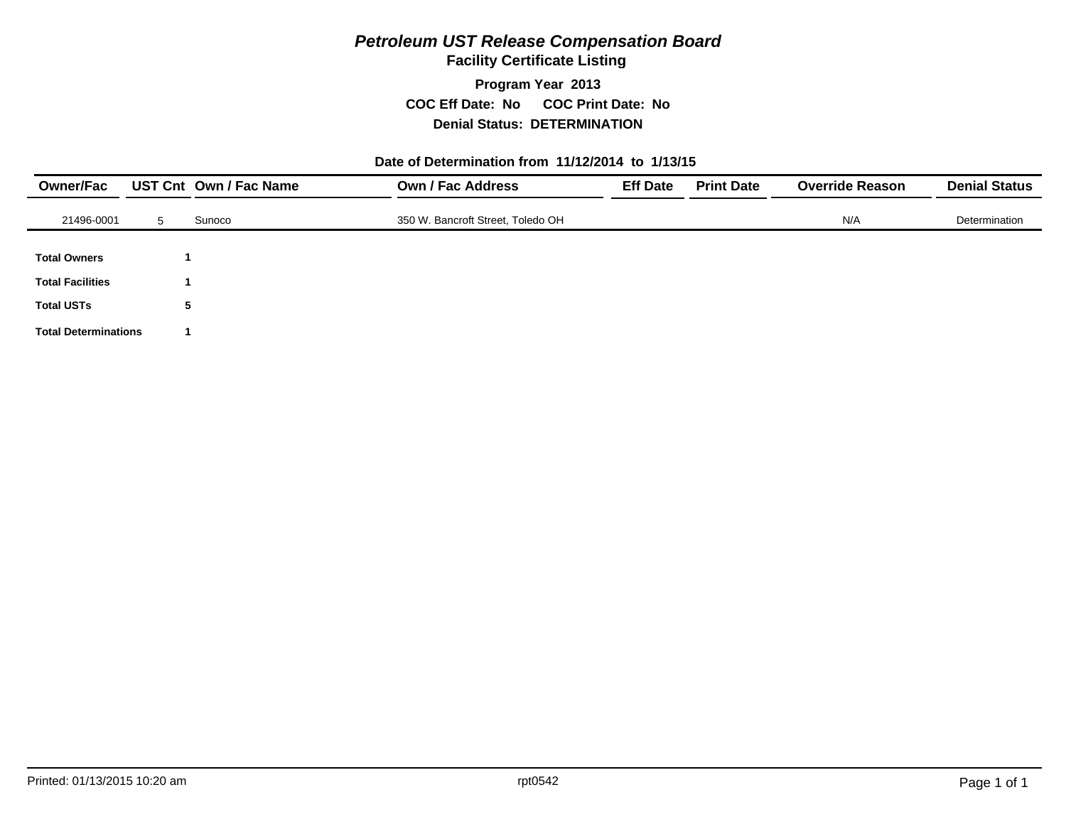# *Petroleum UST Release Compensation Board*

**Facility Certificate Listing**

**Program Year 2013**

**COC Eff Date: No COC Print Date: No**

**Denial Status: DETERMINATION**

**Date of Determination from 11/12/2014 to 1/13/15**

| Owner/Fac | UST Cnt | Own / Fac Name | Own / Fac Address | Eff Date | Print Date | Override Reason | Denial Status |
|---|---|---|---|---|---|---|---|
| 21496-0001 | 5 | Sunoco | 350 W. Bancroft Street, Toledo OH | | | N/A | Determination |

| | |
|---|---|
| **Total Owners** | **1** |
| **Total Facilities** | **1** |
| **Total USTs** | **5** |
| **Total Determinations** | **1** |

Printed: 01/13/2015 10:20 am

rpt0542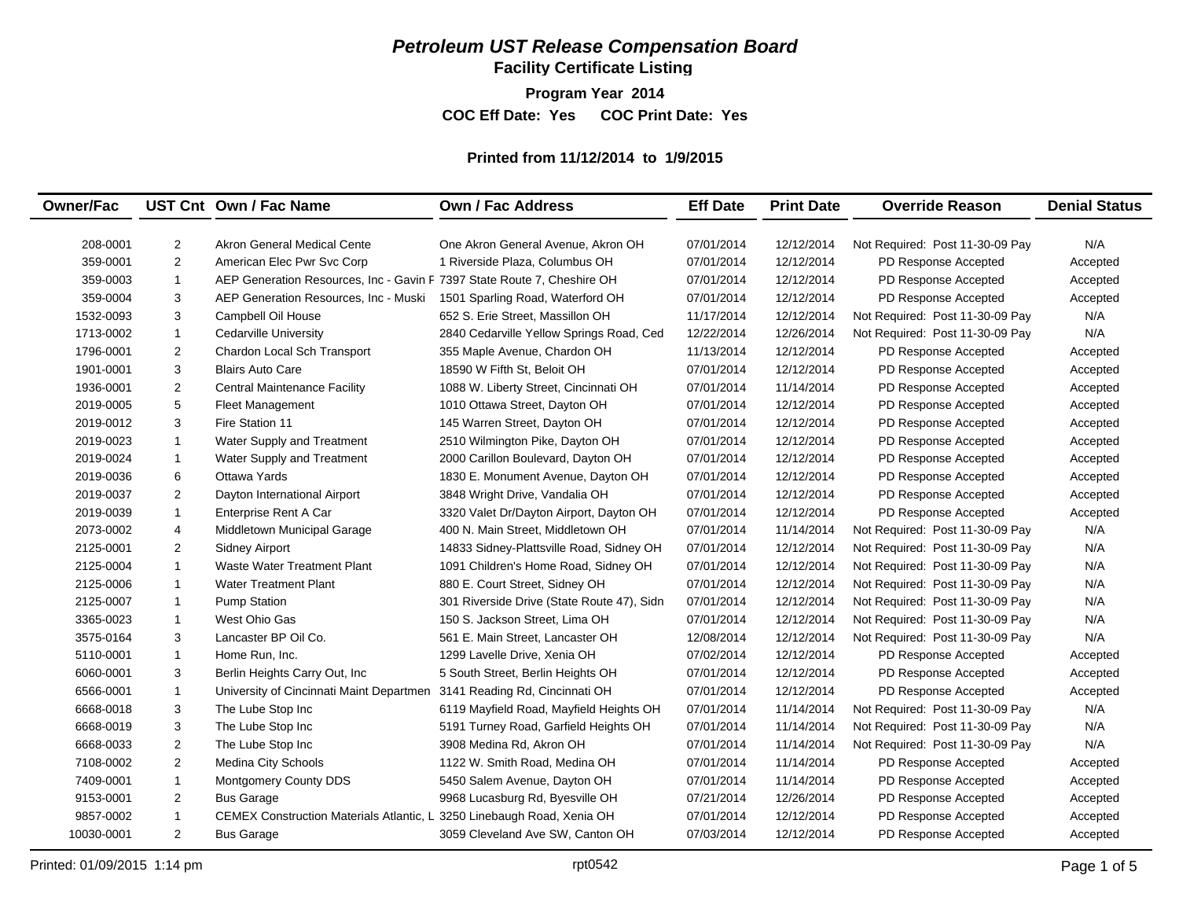# Petroleum UST Release Compensation Board

## Facility Certificate Listing

**Program Year 2014**

**COC Eff Date: Yes COC Print Date: Yes**

**Printed from 11/12/2014 to 1/9/2015**

| Owner/Fac | UST Cnt | Own / Fac Name | Own / Fac Address | Eff Date | Print Date | Override Reason | Denial Status |
|---|---|---|---|---|---|---|---|
| 208-0001 | 2 | Akron General Medical Cente | One Akron General Avenue, Akron OH | 07/01/2014 | 12/12/2014 | Not Required: Post 11-30-09 Pay | N/A |
| 359-0001 | 2 | American Elec Pwr Svc Corp | 1 Riverside Plaza, Columbus OH | 07/01/2014 | 12/12/2014 | PD Response Accepted | Accepted |
| 359-0003 | 1 | AEP Generation Resources, Inc - Gavin F | 7397 State Route 7, Cheshire OH | 07/01/2014 | 12/12/2014 | PD Response Accepted | Accepted |
| 359-0004 | 3 | AEP Generation Resources, Inc - Muski | 1501 Sparling Road, Waterford OH | 07/01/2014 | 12/12/2014 | PD Response Accepted | Accepted |
| 1532-0093 | 3 | Campbell Oil House | 652 S. Erie Street, Massillon OH | 11/17/2014 | 12/12/2014 | Not Required: Post 11-30-09 Pay | N/A |
| 1713-0002 | 1 | Cedarville University | 2840 Cedarville Yellow Springs Road, Ced | 12/22/2014 | 12/26/2014 | Not Required: Post 11-30-09 Pay | N/A |
| 1796-0001 | 2 | Chardon Local Sch Transport | 355 Maple Avenue, Chardon OH | 11/13/2014 | 12/12/2014 | PD Response Accepted | Accepted |
| 1901-0001 | 3 | Blairs Auto Care | 18590 W Fifth St, Beloit OH | 07/01/2014 | 12/12/2014 | PD Response Accepted | Accepted |
| 1936-0001 | 2 | Central Maintenance Facility | 1088 W. Liberty Street, Cincinnati OH | 07/01/2014 | 11/14/2014 | PD Response Accepted | Accepted |
| 2019-0005 | 5 | Fleet Management | 1010 Ottawa Street, Dayton OH | 07/01/2014 | 12/12/2014 | PD Response Accepted | Accepted |
| 2019-0012 | 3 | Fire Station 11 | 145 Warren Street, Dayton OH | 07/01/2014 | 12/12/2014 | PD Response Accepted | Accepted |
| 2019-0023 | 1 | Water Supply and Treatment | 2510 Wilmington Pike, Dayton OH | 07/01/2014 | 12/12/2014 | PD Response Accepted | Accepted |
| 2019-0024 | 1 | Water Supply and Treatment | 2000 Carillon Boulevard, Dayton OH | 07/01/2014 | 12/12/2014 | PD Response Accepted | Accepted |
| 2019-0036 | 6 | Ottawa Yards | 1830 E. Monument Avenue, Dayton OH | 07/01/2014 | 12/12/2014 | PD Response Accepted | Accepted |
| 2019-0037 | 2 | Dayton International Airport | 3848 Wright Drive, Vandalia OH | 07/01/2014 | 12/12/2014 | PD Response Accepted | Accepted |
| 2019-0039 | 1 | Enterprise Rent A Car | 3320 Valet Dr/Dayton Airport, Dayton OH | 07/01/2014 | 12/12/2014 | PD Response Accepted | Accepted |
| 2073-0002 | 4 | Middletown Municipal Garage | 400 N. Main Street, Middletown OH | 07/01/2014 | 11/14/2014 | Not Required: Post 11-30-09 Pay | N/A |
| 2125-0001 | 2 | Sidney Airport | 14833 Sidney-Plattsville Road, Sidney OH | 07/01/2014 | 12/12/2014 | Not Required: Post 11-30-09 Pay | N/A |
| 2125-0004 | 1 | Waste Water Treatment Plant | 1091 Children's Home Road, Sidney OH | 07/01/2014 | 12/12/2014 | Not Required: Post 11-30-09 Pay | N/A |
| 2125-0006 | 1 | Water Treatment Plant | 880 E. Court Street, Sidney OH | 07/01/2014 | 12/12/2014 | Not Required: Post 11-30-09 Pay | N/A |
| 2125-0007 | 1 | Pump Station | 301 Riverside Drive (State Route 47), Sidn | 07/01/2014 | 12/12/2014 | Not Required: Post 11-30-09 Pay | N/A |
| 3365-0023 | 1 | West Ohio Gas | 150 S. Jackson Street, Lima OH | 07/01/2014 | 12/12/2014 | Not Required: Post 11-30-09 Pay | N/A |
| 3575-0164 | 3 | Lancaster BP Oil Co. | 561 E. Main Street, Lancaster OH | 12/08/2014 | 12/12/2014 | Not Required: Post 11-30-09 Pay | N/A |
| 5110-0001 | 1 | Home Run, Inc. | 1299 Lavelle Drive, Xenia OH | 07/02/2014 | 12/12/2014 | PD Response Accepted | Accepted |
| 6060-0001 | 3 | Berlin Heights Carry Out, Inc | 5 South Street, Berlin Heights OH | 07/01/2014 | 12/12/2014 | PD Response Accepted | Accepted |
| 6566-0001 | 1 | University of Cincinnati Maint Departmen | 3141 Reading Rd, Cincinnati OH | 07/01/2014 | 12/12/2014 | PD Response Accepted | Accepted |
| 6668-0018 | 3 | The Lube Stop Inc | 6119 Mayfield Road, Mayfield Heights OH | 07/01/2014 | 11/14/2014 | Not Required: Post 11-30-09 Pay | N/A |
| 6668-0019 | 3 | The Lube Stop Inc | 5191 Turney Road, Garfield Heights OH | 07/01/2014 | 11/14/2014 | Not Required: Post 11-30-09 Pay | N/A |
| 6668-0033 | 2 | The Lube Stop Inc | 3908 Medina Rd, Akron OH | 07/01/2014 | 11/14/2014 | Not Required: Post 11-30-09 Pay | N/A |
| 7108-0002 | 2 | Medina City Schools | 1122 W. Smith Road, Medina OH | 07/01/2014 | 11/14/2014 | PD Response Accepted | Accepted |
| 7409-0001 | 1 | Montgomery County DDS | 5450 Salem Avenue, Dayton OH | 07/01/2014 | 11/14/2014 | PD Response Accepted | Accepted |
| 9153-0001 | 2 | Bus Garage | 9968 Lucasburg Rd, Byesville OH | 07/21/2014 | 12/26/2014 | PD Response Accepted | Accepted |
| 9857-0002 | 1 | CEMEX Construction Materials Atlantic, L | 3250 Linebaugh Road, Xenia OH | 07/01/2014 | 12/12/2014 | PD Response Accepted | Accepted |
| 10030-0001 | 2 | Bus Garage | 3059 Cleveland Ave SW, Canton OH | 07/03/2014 | 12/12/2014 | PD Response Accepted | Accepted |

Printed: 01/09/2015 1:14 pm rpt0542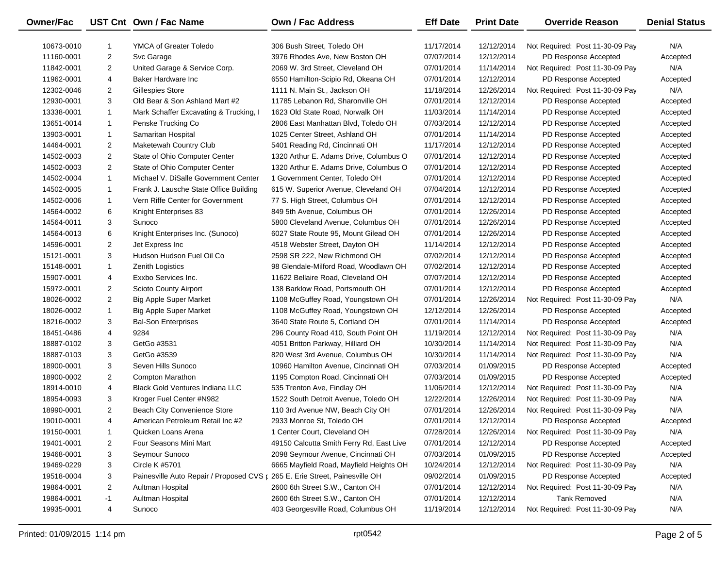| Owner/Fac | UST Cnt | Own / Fac Name | Own / Fac Address | Eff Date | Print Date | Override Reason | Denial Status |
|---|---|---|---|---|---|---|---|
| 10673-0010 | 1 | YMCA of Greater Toledo | 306 Bush Street, Toledo OH | 11/17/2014 | 12/12/2014 | Not Required: Post 11-30-09 Pay | N/A |
| 11160-0001 | 2 | Svc Garage | 3976 Rhodes Ave, New Boston OH | 07/07/2014 | 12/12/2014 | PD Response Accepted | Accepted |
| 11842-0001 | 2 | United Garage & Service Corp. | 2069 W. 3rd Street, Cleveland OH | 07/01/2014 | 11/14/2014 | Not Required: Post 11-30-09 Pay | N/A |
| 11962-0001 | 4 | Baker Hardware Inc | 6550 Hamilton-Scipio Rd, Okeana OH | 07/01/2014 | 12/12/2014 | PD Response Accepted | Accepted |
| 12302-0046 | 2 | Gillespies Store | 1111 N. Main St., Jackson OH | 11/18/2014 | 12/26/2014 | Not Required: Post 11-30-09 Pay | N/A |
| 12930-0001 | 3 | Old Bear & Son Ashland Mart #2 | 11785 Lebanon Rd, Sharonville OH | 07/01/2014 | 12/12/2014 | PD Response Accepted | Accepted |
| 13338-0001 | 1 | Mark Schaffer Excavating & Trucking, I | 1623 Old State Road, Norwalk OH | 11/03/2014 | 11/14/2014 | PD Response Accepted | Accepted |
| 13651-0014 | 1 | Penske Trucking Co | 2806 East Manhattan Blvd, Toledo OH | 07/03/2014 | 12/12/2014 | PD Response Accepted | Accepted |
| 13903-0001 | 1 | Samaritan Hospital | 1025 Center Street, Ashland OH | 07/01/2014 | 11/14/2014 | PD Response Accepted | Accepted |
| 14464-0001 | 2 | Maketewah Country Club | 5401 Reading Rd, Cincinnati OH | 11/17/2014 | 12/12/2014 | PD Response Accepted | Accepted |
| 14502-0003 | 2 | State of Ohio Computer Center | 1320 Arthur E. Adams Drive, Columbus O | 07/01/2014 | 12/12/2014 | PD Response Accepted | Accepted |
| 14502-0003 | 2 | State of Ohio Computer Center | 1320 Arthur E. Adams Drive, Columbus O | 07/01/2014 | 12/12/2014 | PD Response Accepted | Accepted |
| 14502-0004 | 1 | Michael V. DiSalle Government Center | 1 Government Center, Toledo OH | 07/01/2014 | 12/12/2014 | PD Response Accepted | Accepted |
| 14502-0005 | 1 | Frank J. Lausche State Office Building | 615 W. Superior Avenue, Cleveland OH | 07/04/2014 | 12/12/2014 | PD Response Accepted | Accepted |
| 14502-0006 | 1 | Vern Riffe Center for Government | 77 S. High Street, Columbus OH | 07/01/2014 | 12/12/2014 | PD Response Accepted | Accepted |
| 14564-0002 | 6 | Knight Enterprises 83 | 849 5th Avenue, Columbus OH | 07/01/2014 | 12/26/2014 | PD Response Accepted | Accepted |
| 14564-0011 | 3 | Sunoco | 5800 Cleveland Avenue, Columbus OH | 07/01/2014 | 12/26/2014 | PD Response Accepted | Accepted |
| 14564-0013 | 6 | Knight Enterprises Inc. (Sunoco) | 6027 State Route 95, Mount Gilead OH | 07/01/2014 | 12/26/2014 | PD Response Accepted | Accepted |
| 14596-0001 | 2 | Jet Express Inc | 4518 Webster Street, Dayton OH | 11/14/2014 | 12/12/2014 | PD Response Accepted | Accepted |
| 15121-0001 | 3 | Hudson Hudson Fuel Oil Co | 2598 SR 222, New Richmond OH | 07/02/2014 | 12/12/2014 | PD Response Accepted | Accepted |
| 15148-0001 | 1 | Zenith Logistics | 98 Glendale-Milford Road, Woodlawn OH | 07/02/2014 | 12/12/2014 | PD Response Accepted | Accepted |
| 15907-0001 | 4 | Exxbo Services Inc. | 11622 Bellaire Road, Cleveland OH | 07/07/2014 | 12/12/2014 | PD Response Accepted | Accepted |
| 15972-0001 | 2 | Scioto County Airport | 138 Barklow Road, Portsmouth OH | 07/01/2014 | 12/12/2014 | PD Response Accepted | Accepted |
| 18026-0002 | 2 | Big Apple Super Market | 1108 McGuffey Road, Youngstown OH | 07/01/2014 | 12/26/2014 | Not Required: Post 11-30-09 Pay | N/A |
| 18026-0002 | 1 | Big Apple Super Market | 1108 McGuffey Road, Youngstown OH | 12/12/2014 | 12/26/2014 | PD Response Accepted | Accepted |
| 18216-0002 | 3 | Bal-Son Enterprises | 3640 State Route 5, Cortland OH | 07/01/2014 | 11/14/2014 | PD Response Accepted | Accepted |
| 18451-0486 | 4 | 9284 | 296 County Road 410, South Point OH | 11/19/2014 | 12/12/2014 | Not Required: Post 11-30-09 Pay | N/A |
| 18887-0102 | 3 | GetGo #3531 | 4051 Britton Parkway, Hilliard OH | 10/30/2014 | 11/14/2014 | Not Required: Post 11-30-09 Pay | N/A |
| 18887-0103 | 3 | GetGo #3539 | 820 West 3rd Avenue, Columbus OH | 10/30/2014 | 11/14/2014 | Not Required: Post 11-30-09 Pay | N/A |
| 18900-0001 | 3 | Seven Hills Sunoco | 10960 Hamilton Avenue, Cincinnati OH | 07/03/2014 | 01/09/2015 | PD Response Accepted | Accepted |
| 18900-0002 | 2 | Compton Marathon | 1195 Compton Road, Cincinnati OH | 07/03/2014 | 01/09/2015 | PD Response Accepted | Accepted |
| 18914-0010 | 4 | Black Gold Ventures Indiana LLC | 535 Trenton Ave, Findlay OH | 11/06/2014 | 12/12/2014 | Not Required: Post 11-30-09 Pay | N/A |
| 18954-0093 | 3 | Kroger Fuel Center #N982 | 1522 South Detroit Avenue, Toledo OH | 12/22/2014 | 12/26/2014 | Not Required: Post 11-30-09 Pay | N/A |
| 18990-0001 | 2 | Beach City Convenience Store | 110 3rd Avenue NW, Beach City OH | 07/01/2014 | 12/26/2014 | Not Required: Post 11-30-09 Pay | N/A |
| 19010-0001 | 4 | American Petroleum Retail Inc #2 | 2933 Monroe St, Toledo OH | 07/01/2014 | 12/12/2014 | PD Response Accepted | Accepted |
| 19150-0001 | 1 | Quicken Loans Arena | 1 Center Court, Cleveland OH | 07/28/2014 | 12/26/2014 | Not Required: Post 11-30-09 Pay | N/A |
| 19401-0001 | 2 | Four Seasons Mini Mart | 49150 Calcutta Smith Ferry Rd, East Live | 07/01/2014 | 12/12/2014 | PD Response Accepted | Accepted |
| 19468-0001 | 3 | Seymour Sunoco | 2098 Seymour Avenue, Cincinnati OH | 07/03/2014 | 01/09/2015 | PD Response Accepted | Accepted |
| 19469-0229 | 3 | Circle K #5701 | 6665 Mayfield Road, Mayfield Heights OH | 10/24/2014 | 12/12/2014 | Not Required: Post 11-30-09 Pay | N/A |
| 19518-0004 | 3 | Painesville Auto Repair / Proposed CVS p | 265 E. Erie Street, Painesville OH | 09/02/2014 | 01/09/2015 | PD Response Accepted | Accepted |
| 19864-0001 | 2 | Aultman Hospital | 2600 6th Street S.W., Canton OH | 07/01/2014 | 12/12/2014 | Not Required: Post 11-30-09 Pay | N/A |
| 19864-0001 | -1 | Aultman Hospital | 2600 6th Street S.W., Canton OH | 07/01/2014 | 12/12/2014 | Tank Removed | N/A |
| 19935-0001 | 4 | Sunoco | 403 Georgesville Road, Columbus OH | 11/19/2014 | 12/12/2014 | Not Required: Post 11-30-09 Pay | N/A |

Printed: 01/09/2015 1:14 pm

rpt0542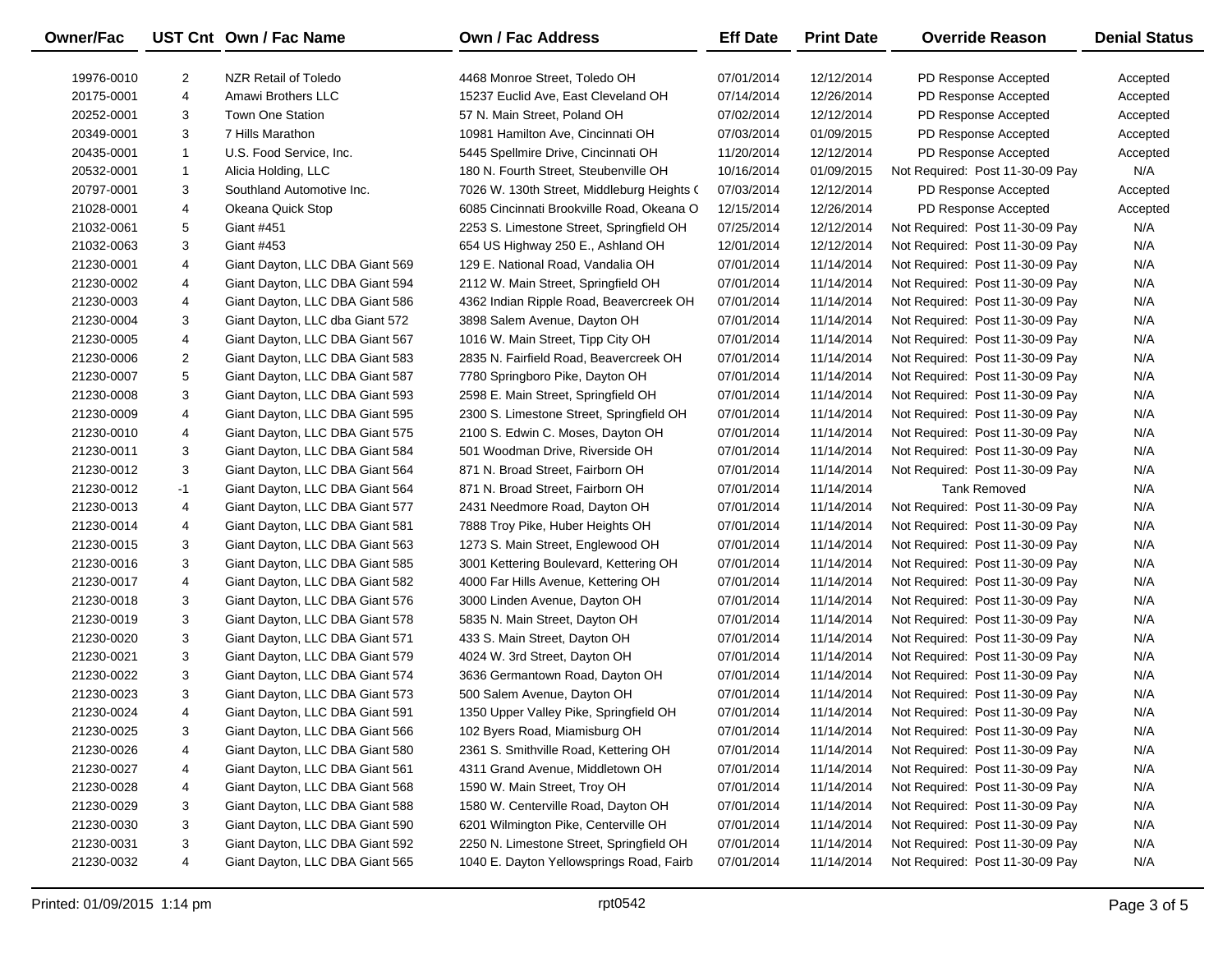| Owner/Fac | UST Cnt | Own / Fac Name | Own / Fac Address | Eff Date | Print Date | Override Reason | Denial Status |
|---|---|---|---|---|---|---|---|
| 19976-0010 | 2 | NZR Retail of Toledo | 4468 Monroe Street, Toledo OH | 07/01/2014 | 12/12/2014 | PD Response Accepted | Accepted |
| 20175-0001 | 4 | Amawi Brothers LLC | 15237 Euclid Ave, East Cleveland OH | 07/14/2014 | 12/26/2014 | PD Response Accepted | Accepted |
| 20252-0001 | 3 | Town One Station | 57 N. Main Street, Poland OH | 07/02/2014 | 12/12/2014 | PD Response Accepted | Accepted |
| 20349-0001 | 3 | 7 Hills Marathon | 10981 Hamilton Ave, Cincinnati OH | 07/03/2014 | 01/09/2015 | PD Response Accepted | Accepted |
| 20435-0001 | 1 | U.S. Food Service, Inc. | 5445 Spellmire Drive, Cincinnati OH | 11/20/2014 | 12/12/2014 | PD Response Accepted | Accepted |
| 20532-0001 | 1 | Alicia Holding, LLC | 180 N. Fourth Street, Steubenville OH | 10/16/2014 | 01/09/2015 | Not Required: Post 11-30-09 Pay | N/A |
| 20797-0001 | 3 | Southland Automotive Inc. | 7026 W. 130th Street, Middleburg Heights ( | 07/03/2014 | 12/12/2014 | PD Response Accepted | Accepted |
| 21028-0001 | 4 | Okeana Quick Stop | 6085 Cincinnati Brookville Road, Okeana O | 12/15/2014 | 12/26/2014 | PD Response Accepted | Accepted |
| 21032-0061 | 5 | Giant #451 | 2253 S. Limestone Street, Springfield OH | 07/25/2014 | 12/12/2014 | Not Required: Post 11-30-09 Pay | N/A |
| 21032-0063 | 3 | Giant #453 | 654 US Highway 250 E., Ashland OH | 12/01/2014 | 12/12/2014 | Not Required: Post 11-30-09 Pay | N/A |
| 21230-0001 | 4 | Giant Dayton, LLC DBA Giant 569 | 129 E. National Road, Vandalia OH | 07/01/2014 | 11/14/2014 | Not Required: Post 11-30-09 Pay | N/A |
| 21230-0002 | 4 | Giant Dayton, LLC DBA Giant 594 | 2112 W. Main Street, Springfield OH | 07/01/2014 | 11/14/2014 | Not Required: Post 11-30-09 Pay | N/A |
| 21230-0003 | 4 | Giant Dayton, LLC DBA Giant 586 | 4362 Indian Ripple Road, Beavercreek OH | 07/01/2014 | 11/14/2014 | Not Required: Post 11-30-09 Pay | N/A |
| 21230-0004 | 3 | Giant Dayton, LLC dba Giant 572 | 3898 Salem Avenue, Dayton OH | 07/01/2014 | 11/14/2014 | Not Required: Post 11-30-09 Pay | N/A |
| 21230-0005 | 4 | Giant Dayton, LLC DBA Giant 567 | 1016 W. Main Street, Tipp City OH | 07/01/2014 | 11/14/2014 | Not Required: Post 11-30-09 Pay | N/A |
| 21230-0006 | 2 | Giant Dayton, LLC DBA Giant 583 | 2835 N. Fairfield Road, Beavercreek OH | 07/01/2014 | 11/14/2014 | Not Required: Post 11-30-09 Pay | N/A |
| 21230-0007 | 5 | Giant Dayton, LLC DBA Giant 587 | 7780 Springboro Pike, Dayton OH | 07/01/2014 | 11/14/2014 | Not Required: Post 11-30-09 Pay | N/A |
| 21230-0008 | 3 | Giant Dayton, LLC DBA Giant 593 | 2598 E. Main Street, Springfield OH | 07/01/2014 | 11/14/2014 | Not Required: Post 11-30-09 Pay | N/A |
| 21230-0009 | 4 | Giant Dayton, LLC DBA Giant 595 | 2300 S. Limestone Street, Springfield OH | 07/01/2014 | 11/14/2014 | Not Required: Post 11-30-09 Pay | N/A |
| 21230-0010 | 4 | Giant Dayton, LLC DBA Giant 575 | 2100 S. Edwin C. Moses, Dayton OH | 07/01/2014 | 11/14/2014 | Not Required: Post 11-30-09 Pay | N/A |
| 21230-0011 | 3 | Giant Dayton, LLC DBA Giant 584 | 501 Woodman Drive, Riverside OH | 07/01/2014 | 11/14/2014 | Not Required: Post 11-30-09 Pay | N/A |
| 21230-0012 | 3 | Giant Dayton, LLC DBA Giant 564 | 871 N. Broad Street, Fairborn OH | 07/01/2014 | 11/14/2014 | Not Required: Post 11-30-09 Pay | N/A |
| 21230-0012 | -1 | Giant Dayton, LLC DBA Giant 564 | 871 N. Broad Street, Fairborn OH | 07/01/2014 | 11/14/2014 | Tank Removed | N/A |
| 21230-0013 | 4 | Giant Dayton, LLC DBA Giant 577 | 2431 Needmore Road, Dayton OH | 07/01/2014 | 11/14/2014 | Not Required: Post 11-30-09 Pay | N/A |
| 21230-0014 | 4 | Giant Dayton, LLC DBA Giant 581 | 7888 Troy Pike, Huber Heights OH | 07/01/2014 | 11/14/2014 | Not Required: Post 11-30-09 Pay | N/A |
| 21230-0015 | 3 | Giant Dayton, LLC DBA Giant 563 | 1273 S. Main Street, Englewood OH | 07/01/2014 | 11/14/2014 | Not Required: Post 11-30-09 Pay | N/A |
| 21230-0016 | 3 | Giant Dayton, LLC DBA Giant 585 | 3001 Kettering Boulevard, Kettering OH | 07/01/2014 | 11/14/2014 | Not Required: Post 11-30-09 Pay | N/A |
| 21230-0017 | 4 | Giant Dayton, LLC DBA Giant 582 | 4000 Far Hills Avenue, Kettering OH | 07/01/2014 | 11/14/2014 | Not Required: Post 11-30-09 Pay | N/A |
| 21230-0018 | 3 | Giant Dayton, LLC DBA Giant 576 | 3000 Linden Avenue, Dayton OH | 07/01/2014 | 11/14/2014 | Not Required: Post 11-30-09 Pay | N/A |
| 21230-0019 | 3 | Giant Dayton, LLC DBA Giant 578 | 5835 N. Main Street, Dayton OH | 07/01/2014 | 11/14/2014 | Not Required: Post 11-30-09 Pay | N/A |
| 21230-0020 | 3 | Giant Dayton, LLC DBA Giant 571 | 433 S. Main Street, Dayton OH | 07/01/2014 | 11/14/2014 | Not Required: Post 11-30-09 Pay | N/A |
| 21230-0021 | 3 | Giant Dayton, LLC DBA Giant 579 | 4024 W. 3rd Street, Dayton OH | 07/01/2014 | 11/14/2014 | Not Required: Post 11-30-09 Pay | N/A |
| 21230-0022 | 3 | Giant Dayton, LLC DBA Giant 574 | 3636 Germantown Road, Dayton OH | 07/01/2014 | 11/14/2014 | Not Required: Post 11-30-09 Pay | N/A |
| 21230-0023 | 3 | Giant Dayton, LLC DBA Giant 573 | 500 Salem Avenue, Dayton OH | 07/01/2014 | 11/14/2014 | Not Required: Post 11-30-09 Pay | N/A |
| 21230-0024 | 4 | Giant Dayton, LLC DBA Giant 591 | 1350 Upper Valley Pike, Springfield OH | 07/01/2014 | 11/14/2014 | Not Required: Post 11-30-09 Pay | N/A |
| 21230-0025 | 3 | Giant Dayton, LLC DBA Giant 566 | 102 Byers Road, Miamisburg OH | 07/01/2014 | 11/14/2014 | Not Required: Post 11-30-09 Pay | N/A |
| 21230-0026 | 4 | Giant Dayton, LLC DBA Giant 580 | 2361 S. Smithville Road, Kettering OH | 07/01/2014 | 11/14/2014 | Not Required: Post 11-30-09 Pay | N/A |
| 21230-0027 | 4 | Giant Dayton, LLC DBA Giant 561 | 4311 Grand Avenue, Middletown OH | 07/01/2014 | 11/14/2014 | Not Required: Post 11-30-09 Pay | N/A |
| 21230-0028 | 4 | Giant Dayton, LLC DBA Giant 568 | 1590 W. Main Street, Troy OH | 07/01/2014 | 11/14/2014 | Not Required: Post 11-30-09 Pay | N/A |
| 21230-0029 | 3 | Giant Dayton, LLC DBA Giant 588 | 1580 W. Centerville Road, Dayton OH | 07/01/2014 | 11/14/2014 | Not Required: Post 11-30-09 Pay | N/A |
| 21230-0030 | 3 | Giant Dayton, LLC DBA Giant 590 | 6201 Wilmington Pike, Centerville OH | 07/01/2014 | 11/14/2014 | Not Required: Post 11-30-09 Pay | N/A |
| 21230-0031 | 3 | Giant Dayton, LLC DBA Giant 592 | 2250 N. Limestone Street, Springfield OH | 07/01/2014 | 11/14/2014 | Not Required: Post 11-30-09 Pay | N/A |
| 21230-0032 | 4 | Giant Dayton, LLC DBA Giant 565 | 1040 E. Dayton Yellowsprings Road, Fairb | 07/01/2014 | 11/14/2014 | Not Required: Post 11-30-09 Pay | N/A |

Printed: 01/09/2015 1:14 pm rpt0542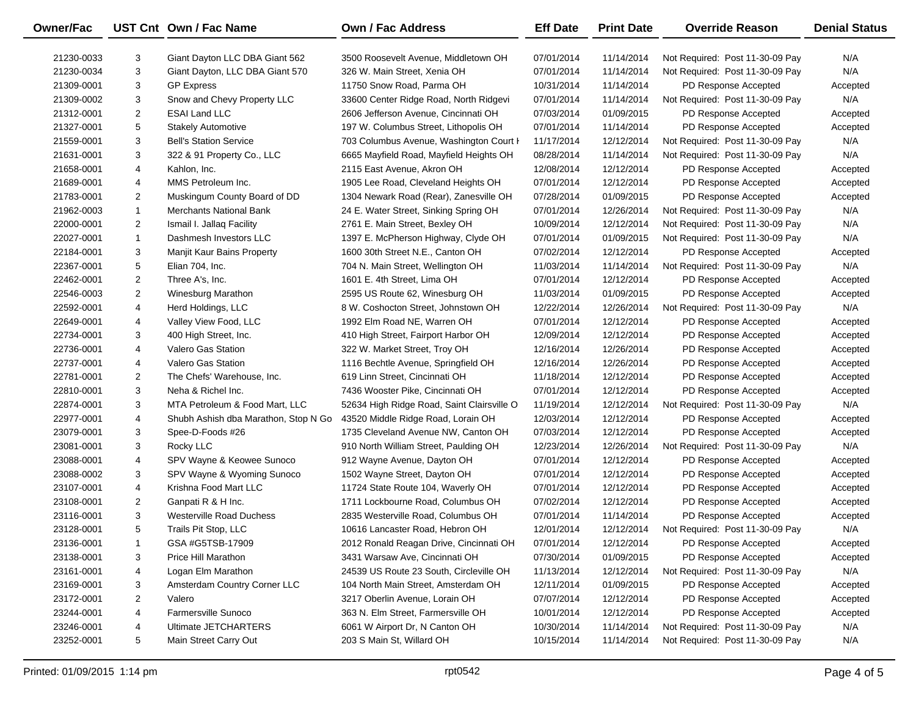| Owner/Fac | UST Cnt | Own / Fac Name | Own / Fac Address | Eff Date | Print Date | Override Reason | Denial Status |
|---|---|---|---|---|---|---|---|
| 21230-0033 | 3 | Giant Dayton LLC DBA Giant 562 | 3500 Roosevelt Avenue, Middletown OH | 07/01/2014 | 11/14/2014 | Not Required: Post 11-30-09 Pay | N/A |
| 21230-0034 | 3 | Giant Dayton, LLC DBA Giant 570 | 326 W. Main Street, Xenia OH | 07/01/2014 | 11/14/2014 | Not Required: Post 11-30-09 Pay | N/A |
| 21309-0001 | 3 | GP Express | 11750 Snow Road, Parma OH | 10/31/2014 | 11/14/2014 | PD Response Accepted | Accepted |
| 21309-0002 | 3 | Snow and Chevy Property LLC | 33600 Center Ridge Road, North Ridgevi | 07/01/2014 | 11/14/2014 | Not Required: Post 11-30-09 Pay | N/A |
| 21312-0001 | 2 | ESAI Land LLC | 2606 Jefferson Avenue, Cincinnati OH | 07/03/2014 | 01/09/2015 | PD Response Accepted | Accepted |
| 21327-0001 | 5 | Stakely Automotive | 197 W. Columbus Street, Lithopolis OH | 07/01/2014 | 11/14/2014 | PD Response Accepted | Accepted |
| 21559-0001 | 3 | Bell's Station Service | 703 Columbus Avenue, Washington Court I | 11/17/2014 | 12/12/2014 | Not Required: Post 11-30-09 Pay | N/A |
| 21631-0001 | 3 | 322 & 91 Property Co., LLC | 6665 Mayfield Road, Mayfield Heights OH | 08/28/2014 | 11/14/2014 | Not Required: Post 11-30-09 Pay | N/A |
| 21658-0001 | 4 | Kahlon, Inc. | 2115 East Avenue, Akron OH | 12/08/2014 | 12/12/2014 | PD Response Accepted | Accepted |
| 21689-0001 | 4 | MMS Petroleum Inc. | 1905 Lee Road, Cleveland Heights OH | 07/01/2014 | 12/12/2014 | PD Response Accepted | Accepted |
| 21783-0001 | 2 | Muskingum County Board of DD | 1304 Newark Road (Rear), Zanesville OH | 07/28/2014 | 01/09/2015 | PD Response Accepted | Accepted |
| 21962-0003 | 1 | Merchants National Bank | 24 E. Water Street, Sinking Spring OH | 07/01/2014 | 12/26/2014 | Not Required: Post 11-30-09 Pay | N/A |
| 22000-0001 | 2 | Ismail I. Jallaq Facility | 2761 E. Main Street, Bexley OH | 10/09/2014 | 12/12/2014 | Not Required: Post 11-30-09 Pay | N/A |
| 22027-0001 | 1 | Dashmesh Investors LLC | 1397 E. McPherson Highway, Clyde OH | 07/01/2014 | 01/09/2015 | Not Required: Post 11-30-09 Pay | N/A |
| 22184-0001 | 3 | Manjit Kaur Bains Property | 1600 30th Street N.E., Canton OH | 07/02/2014 | 12/12/2014 | PD Response Accepted | Accepted |
| 22367-0001 | 5 | Elian 704, Inc. | 704 N. Main Street, Wellington OH | 11/03/2014 | 11/14/2014 | Not Required: Post 11-30-09 Pay | N/A |
| 22462-0001 | 2 | Three A's, Inc. | 1601 E. 4th Street, Lima OH | 07/01/2014 | 12/12/2014 | PD Response Accepted | Accepted |
| 22546-0003 | 2 | Winesburg Marathon | 2595 US Route 62, Winesburg OH | 11/03/2014 | 01/09/2015 | PD Response Accepted | Accepted |
| 22592-0001 | 4 | Herd Holdings, LLC | 8 W. Coshocton Street, Johnstown OH | 12/22/2014 | 12/26/2014 | Not Required: Post 11-30-09 Pay | N/A |
| 22649-0001 | 4 | Valley View Food, LLC | 1992 Elm Road NE, Warren OH | 07/01/2014 | 12/12/2014 | PD Response Accepted | Accepted |
| 22734-0001 | 3 | 400 High Street, Inc. | 410 High Street, Fairport Harbor OH | 12/09/2014 | 12/12/2014 | PD Response Accepted | Accepted |
| 22736-0001 | 4 | Valero Gas Station | 322 W. Market Street, Troy OH | 12/16/2014 | 12/26/2014 | PD Response Accepted | Accepted |
| 22737-0001 | 4 | Valero Gas Station | 1116 Bechtle Avenue, Springfield OH | 12/16/2014 | 12/26/2014 | PD Response Accepted | Accepted |
| 22781-0001 | 2 | The Chefs' Warehouse, Inc. | 619 Linn Street, Cincinnati OH | 11/18/2014 | 12/12/2014 | PD Response Accepted | Accepted |
| 22810-0001 | 3 | Neha & Richel Inc. | 7436 Wooster Pike, Cincinnati OH | 07/01/2014 | 12/12/2014 | PD Response Accepted | Accepted |
| 22874-0001 | 3 | MTA Petroleum & Food Mart, LLC | 52634 High Ridge Road, Saint Clairsville O | 11/19/2014 | 12/12/2014 | Not Required: Post 11-30-09 Pay | N/A |
| 22977-0001 | 4 | Shubh Ashish dba Marathon, Stop N Go | 43520 Middle Ridge Road, Lorain OH | 12/03/2014 | 12/12/2014 | PD Response Accepted | Accepted |
| 23079-0001 | 3 | Spee-D-Foods #26 | 1735 Cleveland Avenue NW, Canton OH | 07/03/2014 | 12/12/2014 | PD Response Accepted | Accepted |
| 23081-0001 | 3 | Rocky LLC | 910 North William Street, Paulding OH | 12/23/2014 | 12/26/2014 | Not Required: Post 11-30-09 Pay | N/A |
| 23088-0001 | 4 | SPV Wayne & Keowee Sunoco | 912 Wayne Avenue, Dayton OH | 07/01/2014 | 12/12/2014 | PD Response Accepted | Accepted |
| 23088-0002 | 3 | SPV Wayne & Wyoming Sunoco | 1502 Wayne Street, Dayton OH | 07/01/2014 | 12/12/2014 | PD Response Accepted | Accepted |
| 23107-0001 | 4 | Krishna Food Mart LLC | 11724 State Route 104, Waverly OH | 07/01/2014 | 12/12/2014 | PD Response Accepted | Accepted |
| 23108-0001 | 2 | Ganpati R & H Inc. | 1711 Lockbourne Road, Columbus OH | 07/02/2014 | 12/12/2014 | PD Response Accepted | Accepted |
| 23116-0001 | 3 | Westerville Road Duchess | 2835 Westerville Road, Columbus OH | 07/01/2014 | 11/14/2014 | PD Response Accepted | Accepted |
| 23128-0001 | 5 | Trails Pit Stop, LLC | 10616 Lancaster Road, Hebron OH | 12/01/2014 | 12/12/2014 | Not Required: Post 11-30-09 Pay | N/A |
| 23136-0001 | 1 | GSA #G5TSB-17909 | 2012 Ronald Reagan Drive, Cincinnati OH | 07/01/2014 | 12/12/2014 | PD Response Accepted | Accepted |
| 23138-0001 | 3 | Price Hill Marathon | 3431 Warsaw Ave, Cincinnati OH | 07/30/2014 | 01/09/2015 | PD Response Accepted | Accepted |
| 23161-0001 | 4 | Logan Elm Marathon | 24539 US Route 23 South, Circleville OH | 11/13/2014 | 12/12/2014 | Not Required: Post 11-30-09 Pay | N/A |
| 23169-0001 | 3 | Amsterdam Country Corner LLC | 104 North Main Street, Amsterdam OH | 12/11/2014 | 01/09/2015 | PD Response Accepted | Accepted |
| 23172-0001 | 2 | Valero | 3217 Oberlin Avenue, Lorain OH | 07/07/2014 | 12/12/2014 | PD Response Accepted | Accepted |
| 23244-0001 | 4 | Farmersville Sunoco | 363 N. Elm Street, Farmersville OH | 10/01/2014 | 12/12/2014 | PD Response Accepted | Accepted |
| 23246-0001 | 4 | Ultimate JETCHARTERS | 6061 W Airport Dr, N Canton OH | 10/30/2014 | 11/14/2014 | Not Required: Post 11-30-09 Pay | N/A |
| 23252-0001 | 5 | Main Street Carry Out | 203 S Main St, Willard OH | 10/15/2014 | 11/14/2014 | Not Required: Post 11-30-09 Pay | N/A |

Printed: 01/09/2015 1:14 pm rpt0542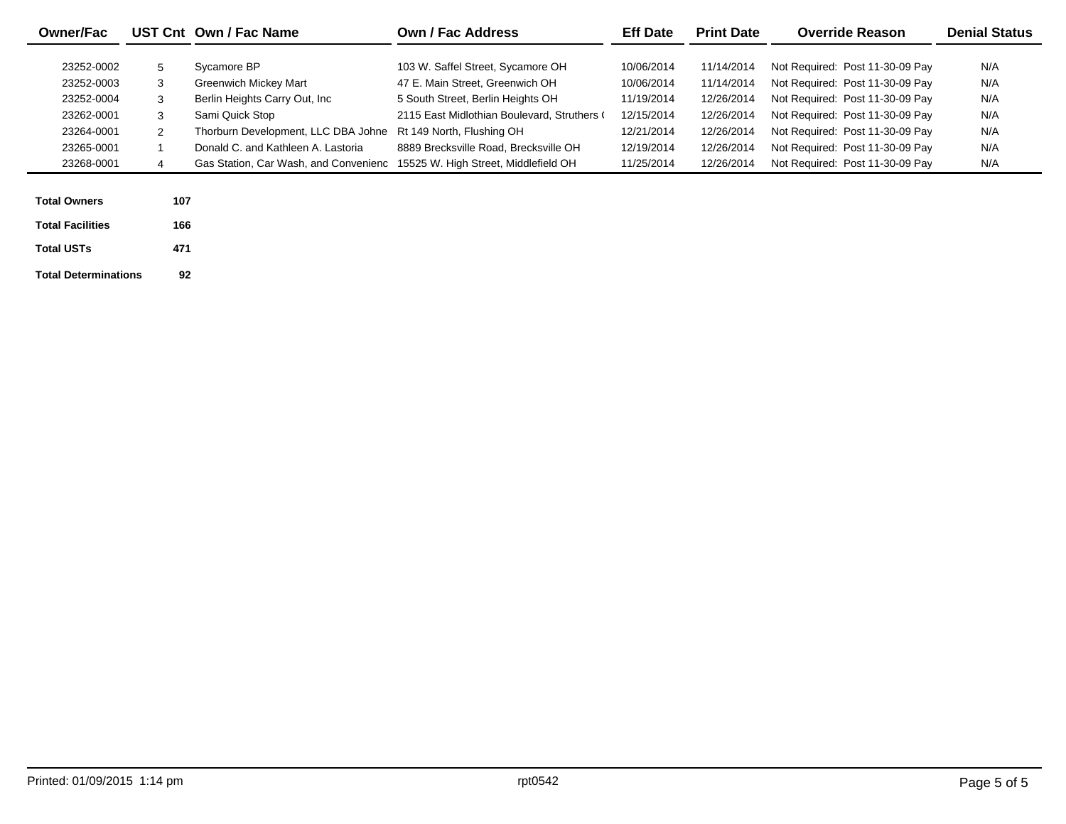| Owner/Fac | UST Cnt | Own / Fac Name | Own / Fac Address | Eff Date | Print Date | Override Reason | Denial Status |
|---|---|---|---|---|---|---|---|
| 23252-0002 | 5 | Sycamore BP | 103 W. Saffel Street, Sycamore OH | 10/06/2014 | 11/14/2014 | Not Required: Post 11-30-09 Pay | N/A |
| 23252-0003 | 3 | Greenwich Mickey Mart | 47 E. Main Street, Greenwich OH | 10/06/2014 | 11/14/2014 | Not Required: Post 11-30-09 Pay | N/A |
| 23252-0004 | 3 | Berlin Heights Carry Out, Inc | 5 South Street, Berlin Heights OH | 11/19/2014 | 12/26/2014 | Not Required: Post 11-30-09 Pay | N/A |
| 23262-0001 | 3 | Sami Quick Stop | 2115 East Midlothian Boulevard, Struthers ( | 12/15/2014 | 12/26/2014 | Not Required: Post 11-30-09 Pay | N/A |
| 23264-0001 | 2 | Thorburn Development, LLC DBA Johne | Rt 149 North, Flushing OH | 12/21/2014 | 12/26/2014 | Not Required: Post 11-30-09 Pay | N/A |
| 23265-0001 | 1 | Donald C. and Kathleen A. Lastoria | 8889 Brecksville Road, Brecksville OH | 12/19/2014 | 12/26/2014 | Not Required: Post 11-30-09 Pay | N/A |
| 23268-0001 | 4 | Gas Station, Car Wash, and Convenienc | 15525 W. High Street, Middlefield OH | 11/25/2014 | 12/26/2014 | Not Required: Post 11-30-09 Pay | N/A |

**Total Owners** 107

**Total Facilities** 166

**Total USTs** 471

**Total Determinations** 92

Printed: 01/09/2015 1:14 pm

rpt0542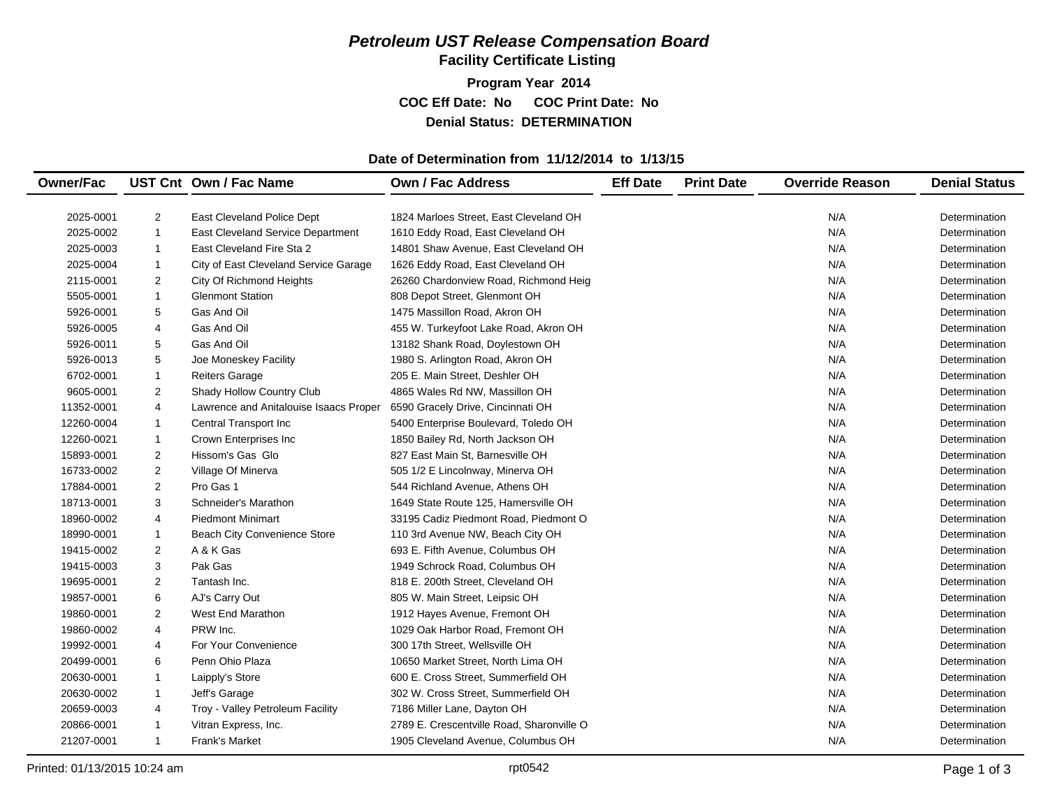# *Petroleum UST Release Compensation Board*

## Facility Certificate Listing

**Program Year 2014**

**COC Eff Date: No COC Print Date: No**

**Denial Status: DETERMINATION**

**Date of Determination from 11/12/2014 to 1/13/15**

| Owner/Fac | UST Cnt | Own / Fac Name | Own / Fac Address | Eff Date | Print Date | Override Reason | Denial Status |
|---|---|---|---|---|---|---|---|
| 2025-0001 | 2 | East Cleveland Police Dept | 1824 Marloes Street, East Cleveland OH | | | N/A | Determination |
| 2025-0002 | 1 | East Cleveland Service Department | 1610 Eddy Road, East Cleveland OH | | | N/A | Determination |
| 2025-0003 | 1 | East Cleveland Fire Sta 2 | 14801 Shaw Avenue, East Cleveland OH | | | N/A | Determination |
| 2025-0004 | 1 | City of East Cleveland Service Garage | 1626 Eddy Road, East Cleveland OH | | | N/A | Determination |
| 2115-0001 | 2 | City Of Richmond Heights | 26260 Chardonview Road, Richmond Heig | | | N/A | Determination |
| 5505-0001 | 1 | Glenmont Station | 808 Depot Street, Glenmont OH | | | N/A | Determination |
| 5926-0001 | 5 | Gas And Oil | 1475 Massillon Road, Akron OH | | | N/A | Determination |
| 5926-0005 | 4 | Gas And Oil | 455 W. Turkeyfoot Lake Road, Akron OH | | | N/A | Determination |
| 5926-0011 | 5 | Gas And Oil | 13182 Shank Road, Doylestown OH | | | N/A | Determination |
| 5926-0013 | 5 | Joe Moneskey Facility | 1980 S. Arlington Road, Akron OH | | | N/A | Determination |
| 6702-0001 | 1 | Reiters Garage | 205 E. Main Street, Deshler OH | | | N/A | Determination |
| 9605-0001 | 2 | Shady Hollow Country Club | 4865 Wales Rd NW, Massillon OH | | | N/A | Determination |
| 11352-0001 | 4 | Lawrence and Anitalouise Isaacs Proper | 6590 Gracely Drive, Cincinnati OH | | | N/A | Determination |
| 12260-0004 | 1 | Central Transport Inc | 5400 Enterprise Boulevard, Toledo OH | | | N/A | Determination |
| 12260-0021 | 1 | Crown Enterprises Inc | 1850 Bailey Rd, North Jackson OH | | | N/A | Determination |
| 15893-0001 | 2 | Hissom's Gas Glo | 827 East Main St, Barnesville OH | | | N/A | Determination |
| 16733-0002 | 2 | Village Of Minerva | 505 1/2 E Lincolnway, Minerva OH | | | N/A | Determination |
| 17884-0001 | 2 | Pro Gas 1 | 544 Richland Avenue, Athens OH | | | N/A | Determination |
| 18713-0001 | 3 | Schneider's Marathon | 1649 State Route 125, Hamersville OH | | | N/A | Determination |
| 18960-0002 | 4 | Piedmont Minimart | 33195 Cadiz Piedmont Road, Piedmont O | | | N/A | Determination |
| 18990-0001 | 1 | Beach City Convenience Store | 110 3rd Avenue NW, Beach City OH | | | N/A | Determination |
| 19415-0002 | 2 | A & K Gas | 693 E. Fifth Avenue, Columbus OH | | | N/A | Determination |
| 19415-0003 | 3 | Pak Gas | 1949 Schrock Road, Columbus OH | | | N/A | Determination |
| 19695-0001 | 2 | Tantash Inc. | 818 E. 200th Street, Cleveland OH | | | N/A | Determination |
| 19857-0001 | 6 | AJ's Carry Out | 805 W. Main Street, Leipsic OH | | | N/A | Determination |
| 19860-0001 | 2 | West End Marathon | 1912 Hayes Avenue, Fremont OH | | | N/A | Determination |
| 19860-0002 | 4 | PRW Inc. | 1029 Oak Harbor Road, Fremont OH | | | N/A | Determination |
| 19992-0001 | 4 | For Your Convenience | 300 17th Street, Wellsville OH | | | N/A | Determination |
| 20499-0001 | 6 | Penn Ohio Plaza | 10650 Market Street, North Lima OH | | | N/A | Determination |
| 20630-0001 | 1 | Laipply's Store | 600 E. Cross Street, Summerfield OH | | | N/A | Determination |
| 20630-0002 | 1 | Jeff's Garage | 302 W. Cross Street, Summerfield OH | | | N/A | Determination |
| 20659-0003 | 4 | Troy - Valley Petroleum Facility | 7186 Miller Lane, Dayton OH | | | N/A | Determination |
| 20866-0001 | 1 | Vitran Express, Inc. | 2789 E. Crescentville Road, Sharonville O | | | N/A | Determination |
| 21207-0001 | 1 | Frank's Market | 1905 Cleveland Avenue, Columbus OH | | | N/A | Determination |

Printed: 01/13/2015 10:24 am rpt0542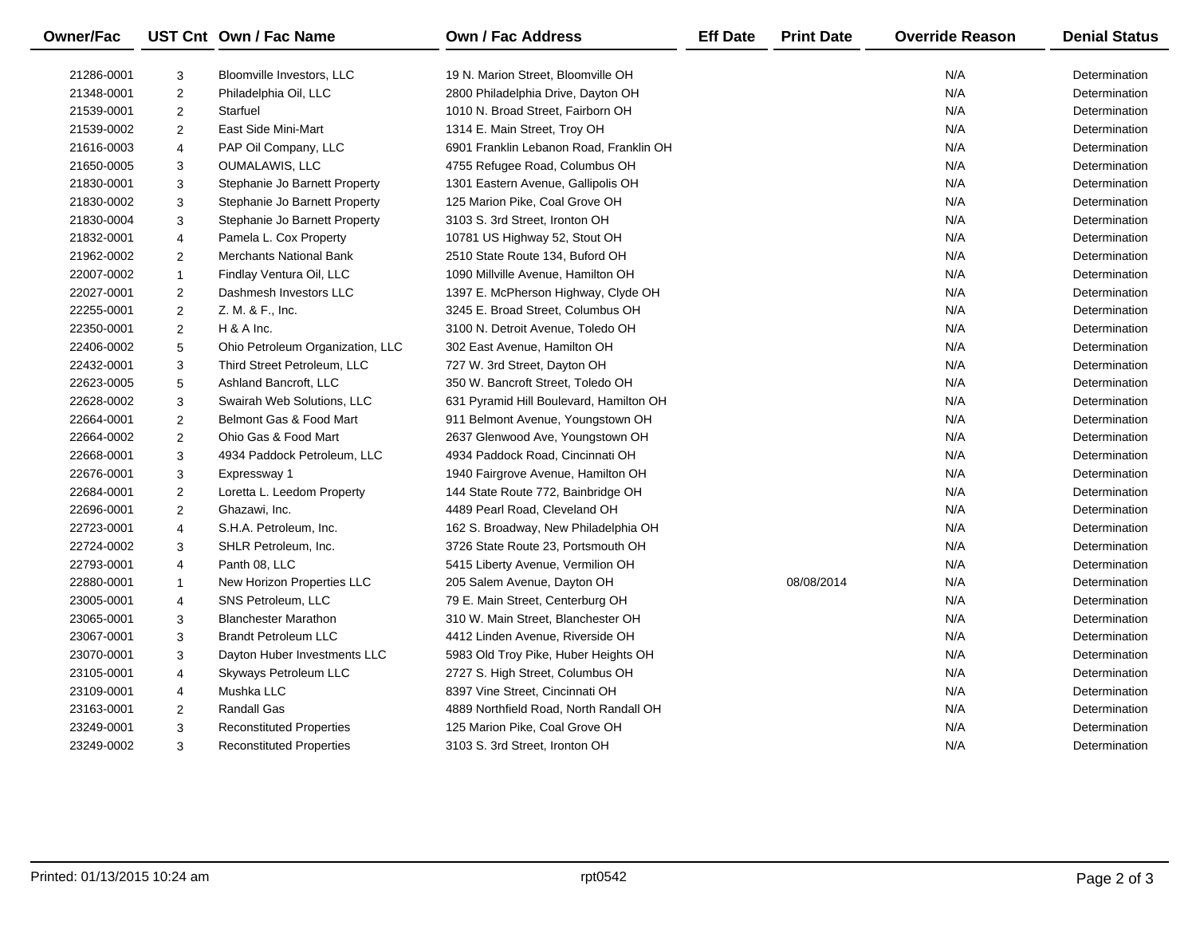| Owner/Fac | UST Cnt | Own / Fac Name | Own / Fac Address | Eff Date | Print Date | Override Reason | Denial Status |
|---|---|---|---|---|---|---|---|
| 21286-0001 | 3 | Bloomville Investors, LLC | 19 N. Marion Street, Bloomville OH | | | N/A | Determination |
| 21348-0001 | 2 | Philadelphia Oil, LLC | 2800 Philadelphia Drive, Dayton OH | | | N/A | Determination |
| 21539-0001 | 2 | Starfuel | 1010 N. Broad Street, Fairborn OH | | | N/A | Determination |
| 21539-0002 | 2 | East Side Mini-Mart | 1314 E. Main Street, Troy OH | | | N/A | Determination |
| 21616-0003 | 4 | PAP Oil Company, LLC | 6901 Franklin Lebanon Road, Franklin OH | | | N/A | Determination |
| 21650-0005 | 3 | OUMALAWIS, LLC | 4755 Refugee Road, Columbus OH | | | N/A | Determination |
| 21830-0001 | 3 | Stephanie Jo Barnett Property | 1301 Eastern Avenue, Gallipolis OH | | | N/A | Determination |
| 21830-0002 | 3 | Stephanie Jo Barnett Property | 125 Marion Pike, Coal Grove OH | | | N/A | Determination |
| 21830-0004 | 3 | Stephanie Jo Barnett Property | 3103 S. 3rd Street, Ironton OH | | | N/A | Determination |
| 21832-0001 | 4 | Pamela L. Cox Property | 10781 US Highway 52, Stout OH | | | N/A | Determination |
| 21962-0002 | 2 | Merchants National Bank | 2510 State Route 134, Buford OH | | | N/A | Determination |
| 22007-0002 | 1 | Findlay Ventura Oil, LLC | 1090 Millville Avenue, Hamilton OH | | | N/A | Determination |
| 22027-0001 | 2 | Dashmesh Investors LLC | 1397 E. McPherson Highway, Clyde OH | | | N/A | Determination |
| 22255-0001 | 2 | Z. M. & F., Inc. | 3245 E. Broad Street, Columbus OH | | | N/A | Determination |
| 22350-0001 | 2 | H & A Inc. | 3100 N. Detroit Avenue, Toledo OH | | | N/A | Determination |
| 22406-0002 | 5 | Ohio Petroleum Organization, LLC | 302 East Avenue, Hamilton OH | | | N/A | Determination |
| 22432-0001 | 3 | Third Street Petroleum, LLC | 727 W. 3rd Street, Dayton OH | | | N/A | Determination |
| 22623-0005 | 5 | Ashland Bancroft, LLC | 350 W. Bancroft Street, Toledo OH | | | N/A | Determination |
| 22628-0002 | 3 | Swairah Web Solutions, LLC | 631 Pyramid Hill Boulevard, Hamilton OH | | | N/A | Determination |
| 22664-0001 | 2 | Belmont Gas & Food Mart | 911 Belmont Avenue, Youngstown OH | | | N/A | Determination |
| 22664-0002 | 2 | Ohio Gas & Food Mart | 2637 Glenwood Ave, Youngstown OH | | | N/A | Determination |
| 22668-0001 | 3 | 4934 Paddock Petroleum, LLC | 4934 Paddock Road, Cincinnati OH | | | N/A | Determination |
| 22676-0001 | 3 | Expressway 1 | 1940 Fairgrove Avenue, Hamilton OH | | | N/A | Determination |
| 22684-0001 | 2 | Loretta L. Leedom Property | 144 State Route 772, Bainbridge OH | | | N/A | Determination |
| 22696-0001 | 2 | Ghazawi, Inc. | 4489 Pearl Road, Cleveland OH | | | N/A | Determination |
| 22723-0001 | 4 | S.H.A. Petroleum, Inc. | 162 S. Broadway, New Philadelphia OH | | | N/A | Determination |
| 22724-0002 | 3 | SHLR Petroleum, Inc. | 3726 State Route 23, Portsmouth OH | | | N/A | Determination |
| 22793-0001 | 4 | Panth 08, LLC | 5415 Liberty Avenue, Vermilion OH | | | N/A | Determination |
| 22880-0001 | 1 | New Horizon Properties LLC | 205 Salem Avenue, Dayton OH | | 08/08/2014 | N/A | Determination |
| 23005-0001 | 4 | SNS Petroleum, LLC | 79 E. Main Street, Centerburg OH | | | N/A | Determination |
| 23065-0001 | 3 | Blanchester Marathon | 310 W. Main Street, Blanchester OH | | | N/A | Determination |
| 23067-0001 | 3 | Brandt Petroleum LLC | 4412 Linden Avenue, Riverside OH | | | N/A | Determination |
| 23070-0001 | 3 | Dayton Huber Investments LLC | 5983 Old Troy Pike, Huber Heights OH | | | N/A | Determination |
| 23105-0001 | 4 | Skyways Petroleum LLC | 2727 S. High Street, Columbus OH | | | N/A | Determination |
| 23109-0001 | 4 | Mushka LLC | 8397 Vine Street, Cincinnati OH | | | N/A | Determination |
| 23163-0001 | 2 | Randall Gas | 4889 Northfield Road, North Randall OH | | | N/A | Determination |
| 23249-0001 | 3 | Reconstituted Properties | 125 Marion Pike, Coal Grove OH | | | N/A | Determination |
| 23249-0002 | 3 | Reconstituted Properties | 3103 S. 3rd Street, Ironton OH | | | N/A | Determination |

Printed: 01/13/2015 10:24 am rpt0542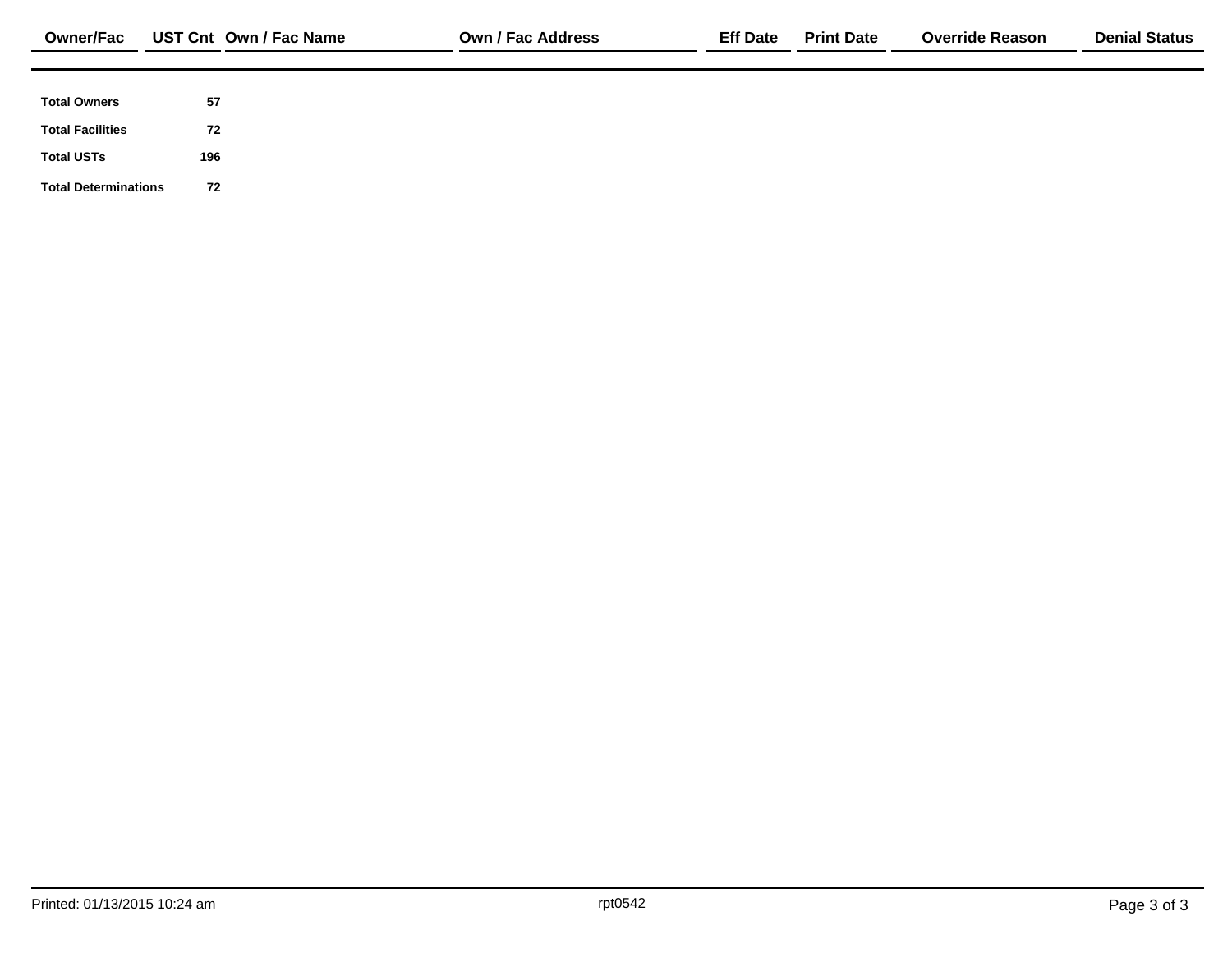| Owner/Fac | UST Cnt | Own / Fac Name | Own / Fac Address | Eff Date | Print Date | Override Reason | Denial Status |
|---|---|---|---|---|---|---|---|

| | |
|---|---|
| **Total Owners** | **57** |
| **Total Facilities** | **72** |
| **Total USTs** | **196** |
| **Total Determinations** | **72** |

Printed: 01/13/2015 10:24 am

rpt0542